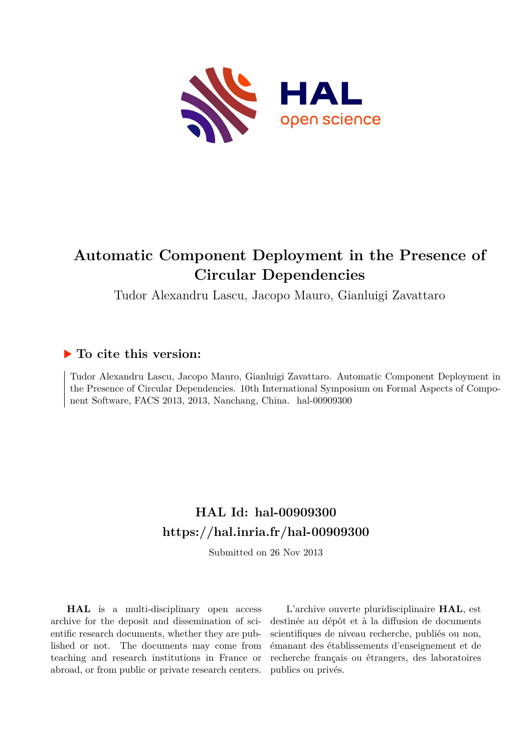# Automatic Component Deployment in the Presence of Circular Dependencies

Tudor Alexandru Lascu, Jacopo Mauro, Gianluigi Zavattaro

## ▶ To cite this version:

Tudor Alexandru Lascu, Jacopo Mauro, Gianluigi Zavattaro. Automatic Component Deployment in the Presence of Circular Dependencies. 10th International Symposium on Formal Aspects of Component Software, FACS 2013, 2013, Nanchang, China. hal-00909300

## HAL Id: hal-00909300
## https://hal.inria.fr/hal-00909300

Submitted on 26 Nov 2013

**HAL** is a multi-disciplinary open access archive for the deposit and dissemination of scientific research documents, whether they are published or not. The documents may come from teaching and research institutions in France or abroad, or from public or private research centers.

L'archive ouverte pluridisciplinaire **HAL**, est destinée au dépôt et à la diffusion de documents scientifiques de niveau recherche, publiés ou non, émanant des établissements d'enseignement et de recherche français ou étrangers, des laboratoires publics ou privés.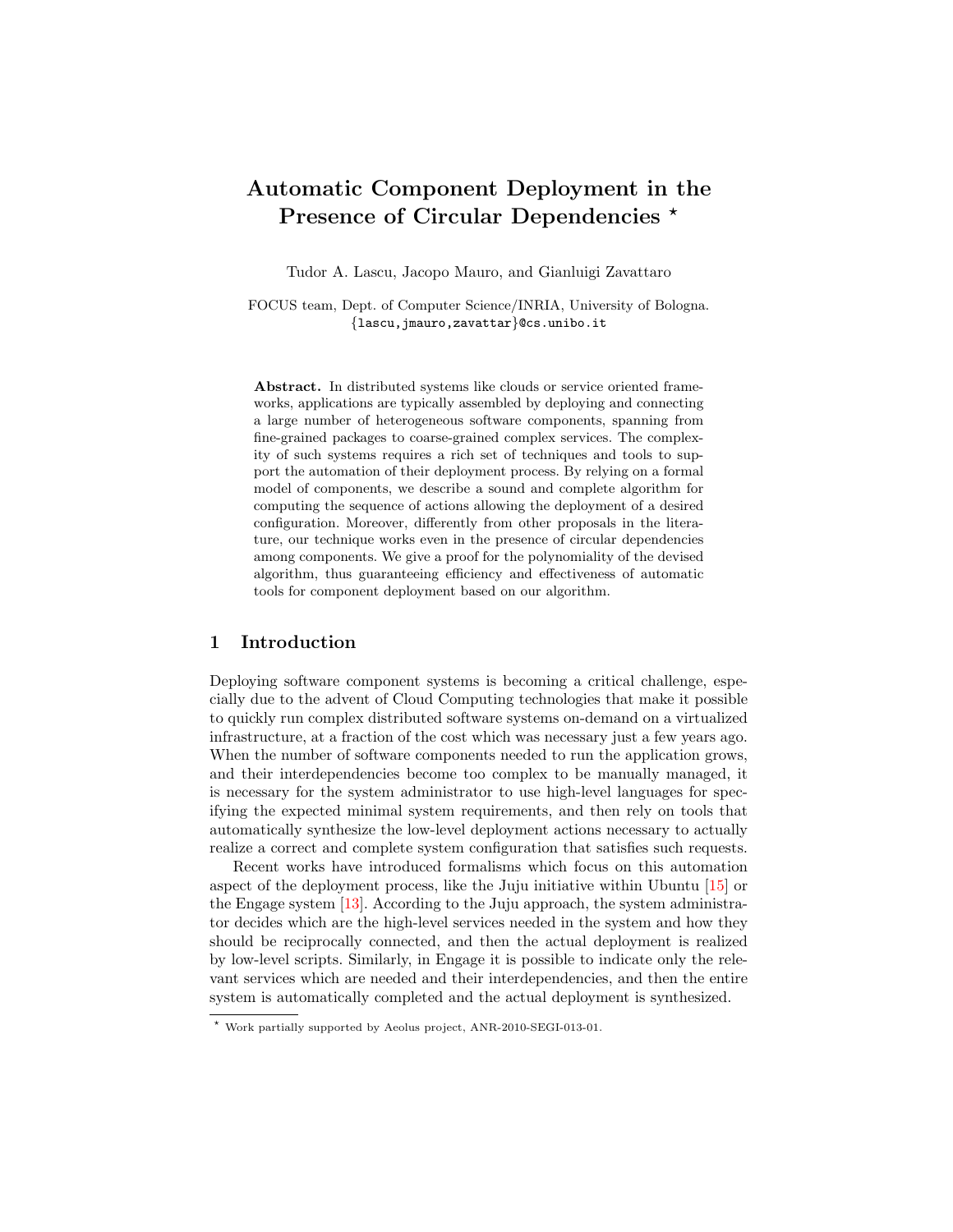# Automatic Component Deployment in the Presence of Circular Dependencies *

Tudor A. Lascu, Jacopo Mauro, and Gianluigi Zavattaro

FOCUS team, Dept. of Computer Science/INRIA, University of Bologna. {lascu,jmauro,zavattar}@cs.unibo.it

**Abstract.** In distributed systems like clouds or service oriented frameworks, applications are typically assembled by deploying and connecting a large number of heterogeneous software components, spanning from fine-grained packages to coarse-grained complex services. The complexity of such systems requires a rich set of techniques and tools to support the automation of their deployment process. By relying on a formal model of components, we describe a sound and complete algorithm for computing the sequence of actions allowing the deployment of a desired configuration. Moreover, differently from other proposals in the literature, our technique works even in the presence of circular dependencies among components. We give a proof for the polynomiality of the devised algorithm, thus guaranteeing efficiency and effectiveness of automatic tools for component deployment based on our algorithm.

## 1 Introduction

Deploying software component systems is becoming a critical challenge, especially due to the advent of Cloud Computing technologies that make it possible to quickly run complex distributed software systems on-demand on a virtualized infrastructure, at a fraction of the cost which was necessary just a few years ago. When the number of software components needed to run the application grows, and their interdependencies become too complex to be manually managed, it is necessary for the system administrator to use high-level languages for specifying the expected minimal system requirements, and then rely on tools that automatically synthesize the low-level deployment actions necessary to actually realize a correct and complete system configuration that satisfies such requests.

Recent works have introduced formalisms which focus on this automation aspect of the deployment process, like the Juju initiative within Ubuntu [15] or the Engage system [13]. According to the Juju approach, the system administrator decides which are the high-level services needed in the system and how they should be reciprocally connected, and then the actual deployment is realized by low-level scripts. Similarly, in Engage it is possible to indicate only the relevant services which are needed and their interdependencies, and then the entire system is automatically completed and the actual deployment is synthesized.

* Work partially supported by Aeolus project, ANR-2010-SEGI-013-01.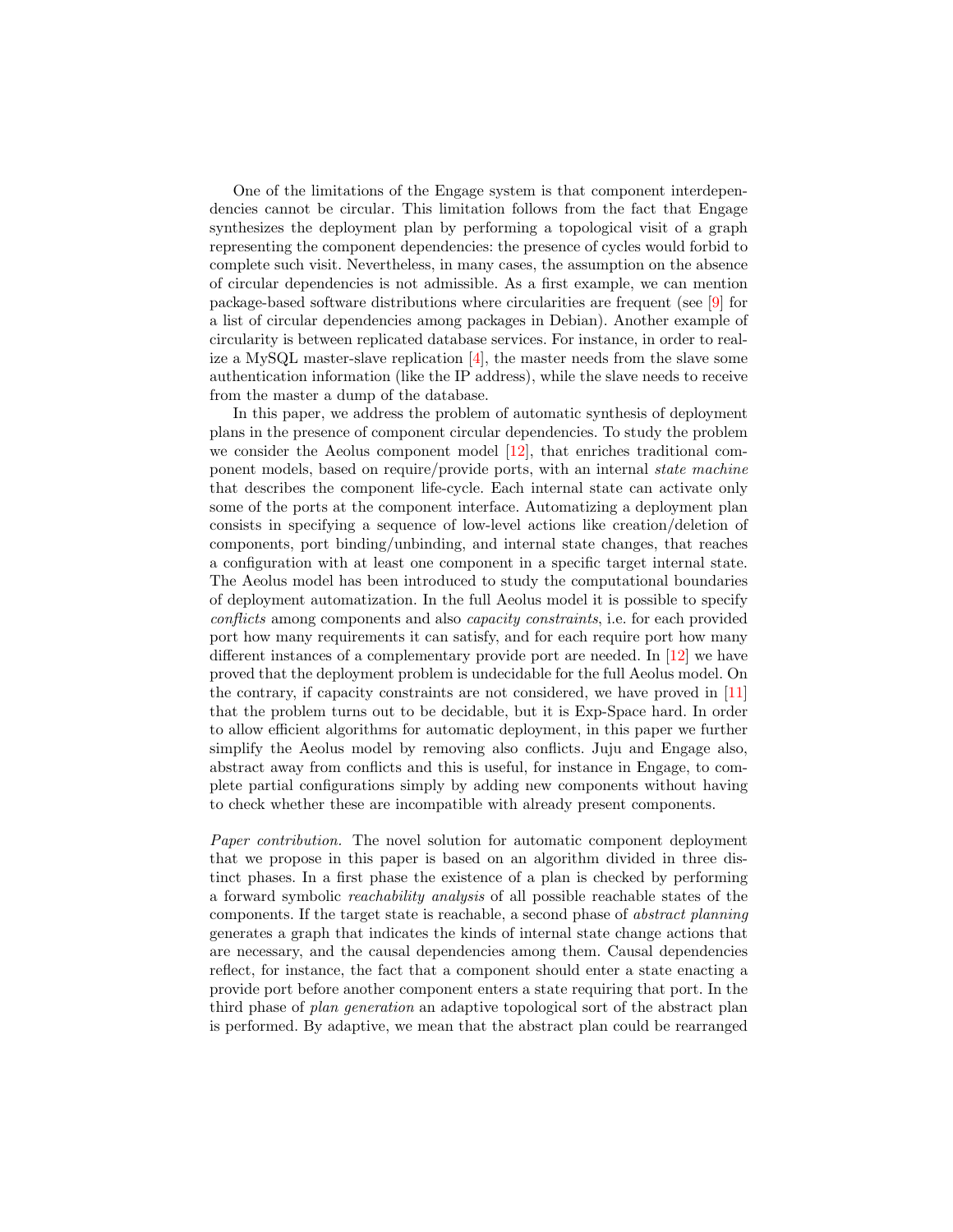One of the limitations of the Engage system is that component interdependencies cannot be circular. This limitation follows from the fact that Engage synthesizes the deployment plan by performing a topological visit of a graph representing the component dependencies: the presence of cycles would forbid to complete such visit. Nevertheless, in many cases, the assumption on the absence of circular dependencies is not admissible. As a first example, we can mention package-based software distributions where circularities are frequent (see [9] for a list of circular dependencies among packages in Debian). Another example of circularity is between replicated database services. For instance, in order to realize a MySQL master-slave replication [4], the master needs from the slave some authentication information (like the IP address), while the slave needs to receive from the master a dump of the database.

In this paper, we address the problem of automatic synthesis of deployment plans in the presence of component circular dependencies. To study the problem we consider the Aeolus component model [12], that enriches traditional component models, based on require/provide ports, with an internal *state machine* that describes the component life-cycle. Each internal state can activate only some of the ports at the component interface. Automatizing a deployment plan consists in specifying a sequence of low-level actions like creation/deletion of components, port binding/unbinding, and internal state changes, that reaches a configuration with at least one component in a specific target internal state. The Aeolus model has been introduced to study the computational boundaries of deployment automatization. In the full Aeolus model it is possible to specify *conflicts* among components and also *capacity constraints*, i.e. for each provided port how many requirements it can satisfy, and for each require port how many different instances of a complementary provide port are needed. In [12] we have proved that the deployment problem is undecidable for the full Aeolus model. On the contrary, if capacity constraints are not considered, we have proved in [11] that the problem turns out to be decidable, but it is Exp-Space hard. In order to allow efficient algorithms for automatic deployment, in this paper we further simplify the Aeolus model by removing also conflicts. Juju and Engage also, abstract away from conflicts and this is useful, for instance in Engage, to complete partial configurations simply by adding new components without having to check whether these are incompatible with already present components.

*Paper contribution.* The novel solution for automatic component deployment that we propose in this paper is based on an algorithm divided in three distinct phases. In a first phase the existence of a plan is checked by performing a forward symbolic *reachability analysis* of all possible reachable states of the components. If the target state is reachable, a second phase of *abstract planning* generates a graph that indicates the kinds of internal state change actions that are necessary, and the causal dependencies among them. Causal dependencies reflect, for instance, the fact that a component should enter a state enacting a provide port before another component enters a state requiring that port. In the third phase of *plan generation* an adaptive topological sort of the abstract plan is performed. By adaptive, we mean that the abstract plan could be rearranged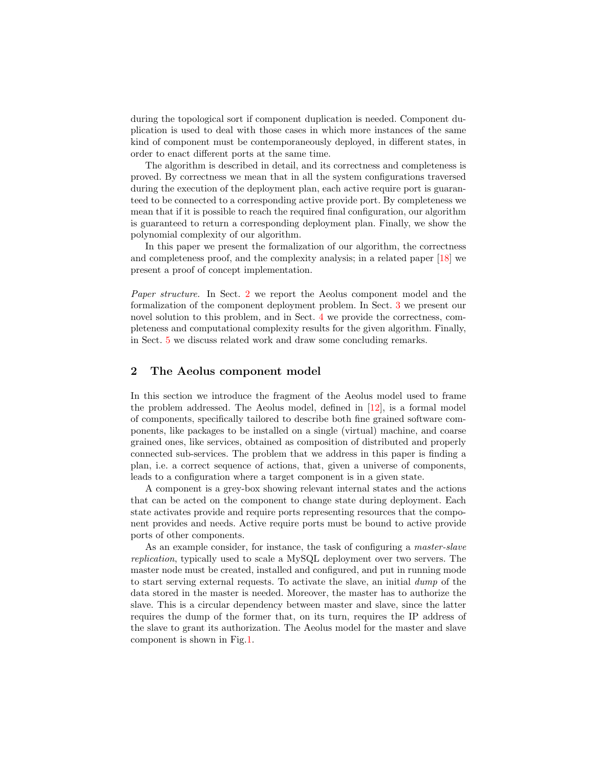during the topological sort if component duplication is needed. Component duplication is used to deal with those cases in which more instances of the same kind of component must be contemporaneously deployed, in different states, in order to enact different ports at the same time.

The algorithm is described in detail, and its correctness and completeness is proved. By correctness we mean that in all the system configurations traversed during the execution of the deployment plan, each active require port is guaranteed to be connected to a corresponding active provide port. By completeness we mean that if it is possible to reach the required final configuration, our algorithm is guaranteed to return a corresponding deployment plan. Finally, we show the polynomial complexity of our algorithm.

In this paper we present the formalization of our algorithm, the correctness and completeness proof, and the complexity analysis; in a related paper [18] we present a proof of concept implementation.

*Paper structure.* In Sect. 2 we report the Aeolus component model and the formalization of the component deployment problem. In Sect. 3 we present our novel solution to this problem, and in Sect. 4 we provide the correctness, completeness and computational complexity results for the given algorithm. Finally, in Sect. 5 we discuss related work and draw some concluding remarks.

## 2 The Aeolus component model

In this section we introduce the fragment of the Aeolus model used to frame the problem addressed. The Aeolus model, defined in [12], is a formal model of components, specifically tailored to describe both fine grained software components, like packages to be installed on a single (virtual) machine, and coarse grained ones, like services, obtained as composition of distributed and properly connected sub-services. The problem that we address in this paper is finding a plan, i.e. a correct sequence of actions, that, given a universe of components, leads to a configuration where a target component is in a given state.

A component is a grey-box showing relevant internal states and the actions that can be acted on the component to change state during deployment. Each state activates provide and require ports representing resources that the component provides and needs. Active require ports must be bound to active provide ports of other components.

As an example consider, for instance, the task of configuring a *master-slave replication*, typically used to scale a MySQL deployment over two servers. The master node must be created, installed and configured, and put in running mode to start serving external requests. To activate the slave, an initial *dump* of the data stored in the master is needed. Moreover, the master has to authorize the slave. This is a circular dependency between master and slave, since the latter requires the dump of the former that, on its turn, requires the IP address of the slave to grant its authorization. The Aeolus model for the master and slave component is shown in Fig.1.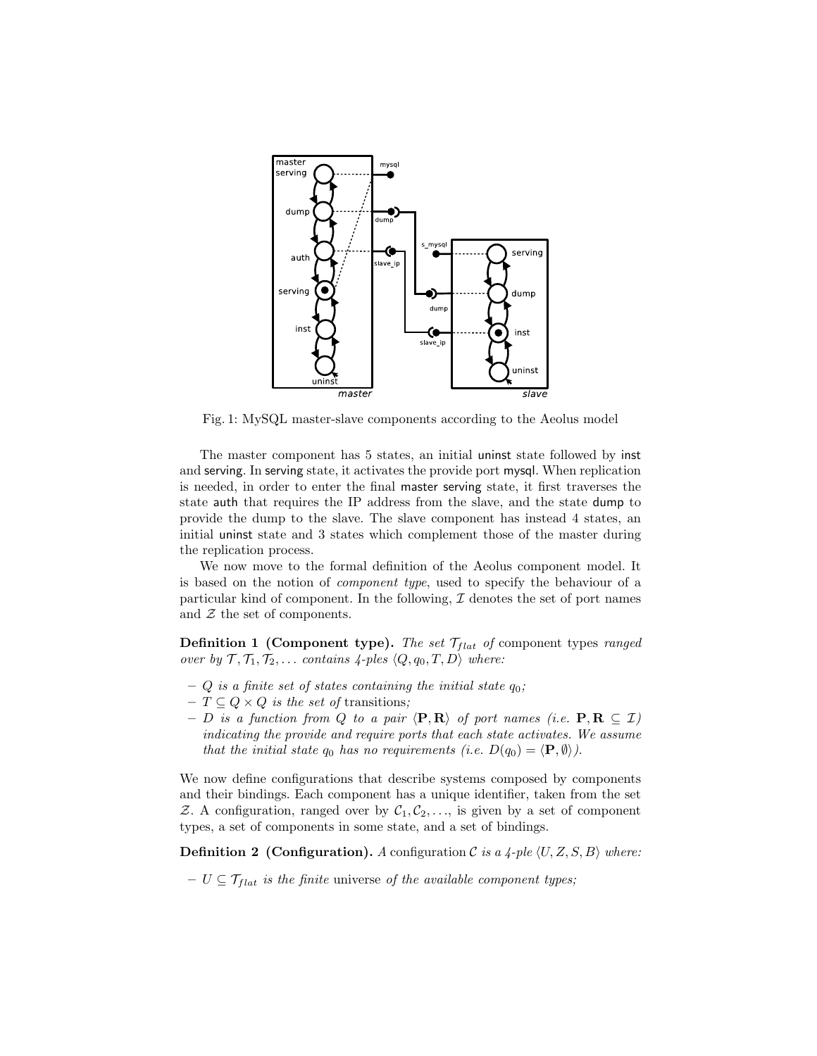Fig. 1: MySQL master-slave components according to the Aeolus model

The master component has 5 states, an initial uninst state followed by inst and serving. In serving state, it activates the provide port mysql. When replication is needed, in order to enter the final master serving state, it first traverses the state auth that requires the IP address from the slave, and the state dump to provide the dump to the slave. The slave component has instead 4 states, an initial uninst state and 3 states which complement those of the master during the replication process.

We now move to the formal definition of the Aeolus component model. It is based on the notion of *component type*, used to specify the behaviour of a particular kind of component. In the following, $\mathcal{I}$ denotes the set of port names and $\mathcal{Z}$ the set of components.

**Definition 1 (Component type).** *The set $\mathcal{T}_{flat}$ of* component types *ranged over by $\mathcal{T}, \mathcal{T}_1, \mathcal{T}_2, \ldots$ contains 4-ples $\langle Q, q_0, T, D\rangle$ where:*

- *$Q$ is a finite set of states containing the initial state $q_0$;*
- *$T \subseteq Q \times Q$ is the set of* transitions*;*
- *$D$ is a function from $Q$ to a pair $\langle \mathbf{P}, \mathbf{R}\rangle$ of port names (i.e. $\mathbf{P}, \mathbf{R} \subseteq \mathcal{I}$) indicating the provide and require ports that each state activates. We assume that the initial state $q_0$ has no requirements (i.e. $D(q_0) = \langle \mathbf{P}, \emptyset\rangle$).*

We now define configurations that describe systems composed by components and their bindings. Each component has a unique identifier, taken from the set $\mathcal{Z}$. A configuration, ranged over by $\mathcal{C}_1, \mathcal{C}_2, \ldots$, is given by a set of component types, a set of components in some state, and a set of bindings.

**Definition 2 (Configuration).** *A* configuration *$\mathcal{C}$ is a 4-ple $\langle U, Z, S, B\rangle$ where:*

- *$U \subseteq \mathcal{T}_{flat}$ is the finite* universe *of the available component types;*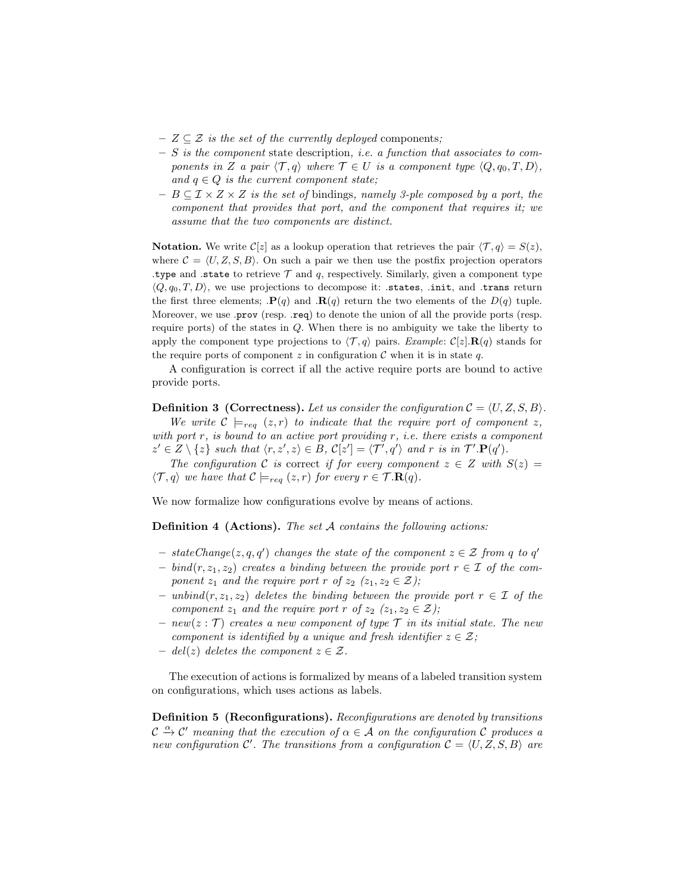- $Z \subseteq \mathcal{Z}$ *is the set of the currently deployed* components*;*
- $S$ *is the component* state description*, i.e. a function that associates to components in* $Z$ *a pair* $\langle \mathcal{T}, q \rangle$ *where* $\mathcal{T} \in U$ *is a component type* $\langle Q, q_0, T, D \rangle$*, and* $q \in Q$ *is the current component state;*
- $B \subseteq \mathcal{I} \times Z \times Z$ *is the set of* bindings*, namely 3-ple composed by a port, the component that provides that port, and the component that requires it; we assume that the two components are distinct.*

**Notation.** We write $\mathcal{C}[z]$ as a lookup operation that retrieves the pair $\langle \mathcal{T}, q \rangle = S(z)$, where $\mathcal{C} = \langle U, Z, S, B \rangle$. On such a pair we then use the postfix projection operators `.type` and `.state` to retrieve $\mathcal{T}$ and $q$, respectively. Similarly, given a component type $\langle Q, q_0, T, D \rangle$, we use projections to decompose it: `.states`, `.init`, and `.trans` return the first three elements; $.\mathbf{P}(q)$ and $.\mathbf{R}(q)$ return the two elements of the $D(q)$ tuple. Moreover, we use `.prov` (resp. `.req`) to denote the union of all the provide ports (resp. require ports) of the states in $Q$. When there is no ambiguity we take the liberty to apply the component type projections to $\langle \mathcal{T}, q \rangle$ pairs. *Example*: $\mathcal{C}[z].\mathbf{R}(q)$ stands for the require ports of component $z$ in configuration $\mathcal{C}$ when it is in state $q$.

A configuration is correct if all the active require ports are bound to active provide ports.

**Definition 3 (Correctness).** *Let us consider the configuration* $\mathcal{C} = \langle U, Z, S, B \rangle$*.*

*We write* $\mathcal{C} \models_{req} (z, r)$ *to indicate that the require port of component* $z$*, with port* $r$*, is bound to an active port providing* $r$*, i.e. there exists a component* $z' \in Z \setminus \{z\}$ *such that* $\langle r, z', z \rangle \in B$*,* $\mathcal{C}[z'] = \langle \mathcal{T}', q' \rangle$ *and* $r$ *is in* $\mathcal{T}'.\mathbf{P}(q')$*.*

*The configuration* $\mathcal{C}$ *is* correct *if for every component* $z \in Z$ *with* $S(z) = \langle \mathcal{T}, q \rangle$ *we have that* $\mathcal{C} \models_{req} (z, r)$ *for every* $r \in \mathcal{T}.\mathbf{R}(q)$*.*

We now formalize how configurations evolve by means of actions.

**Definition 4 (Actions).** *The set* $\mathcal{A}$ *contains the following actions:*

- $stateChange(z, q, q')$ *changes the state of the component* $z \in \mathcal{Z}$ *from* $q$ *to* $q'$
- $bind(r, z_1, z_2)$ *creates a binding between the provide port* $r \in \mathcal{I}$ *of the component* $z_1$ *and the require port* $r$ *of* $z_2$ *(*$z_1, z_2 \in \mathcal{Z}$*);*
- $unbind(r, z_1, z_2)$ *deletes the binding between the provide port* $r \in \mathcal{I}$ *of the component* $z_1$ *and the require port* $r$ *of* $z_2$ *(*$z_1, z_2 \in \mathcal{Z}$*);*
- $new(z : \mathcal{T})$ *creates a new component of type* $\mathcal{T}$ *in its initial state. The new component is identified by a unique and fresh identifier* $z \in \mathcal{Z}$*;*
- $del(z)$ *deletes the component* $z \in \mathcal{Z}$*.*

The execution of actions is formalized by means of a labeled transition system on configurations, which uses actions as labels.

**Definition 5 (Reconfigurations).** *Reconfigurations are denoted by transitions* $\mathcal{C} \xrightarrow{\alpha} \mathcal{C}'$ *meaning that the execution of* $\alpha \in \mathcal{A}$ *on the configuration* $\mathcal{C}$ *produces a new configuration* $\mathcal{C}'$*. The transitions from a configuration* $\mathcal{C} = \langle U, Z, S, B \rangle$ *are*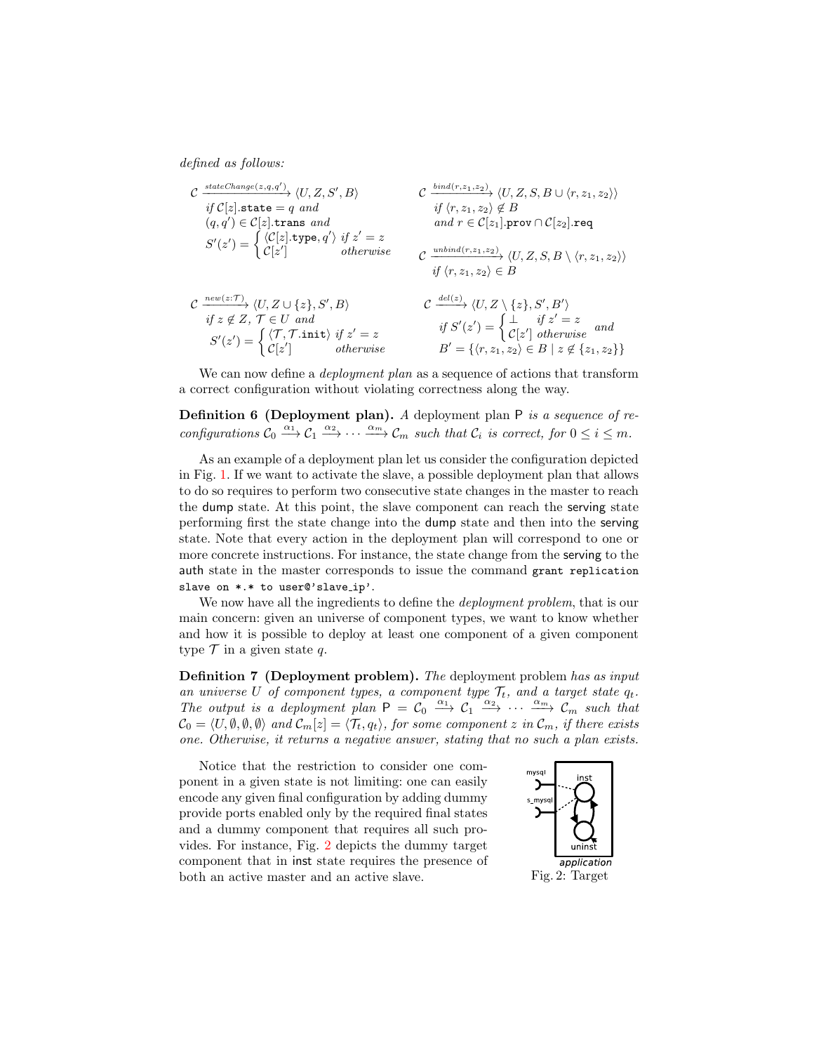*defined as follows:*

$$\mathcal{C} \xrightarrow{stateChange(z,q,q')} \langle U, Z, S', B\rangle$$
*if* $\mathcal{C}[z].\mathtt{state} = q$ *and*
$(q,q') \in \mathcal{C}[z].\mathtt{trans}$ *and*
$$S'(z') = \begin{cases} \langle \mathcal{C}[z].\mathtt{type}, q'\rangle & \textit{if } z' = z \\ \mathcal{C}[z'] & \textit{otherwise}\end{cases}$$

$$\mathcal{C} \xrightarrow{bind(r,z_1,z_2)} \langle U, Z, S, B \cup \langle r, z_1, z_2\rangle\rangle$$
*if* $\langle r, z_1, z_2\rangle \notin B$
*and* $r \in \mathcal{C}[z_1].\mathtt{prov} \cap \mathcal{C}[z_2].\mathtt{req}$

$$\mathcal{C} \xrightarrow{unbind(r,z_1,z_2)} \langle U, Z, S, B \setminus \langle r, z_1, z_2\rangle\rangle$$
*if* $\langle r, z_1, z_2\rangle \in B$

$$\mathcal{C} \xrightarrow{new(z:\mathcal{T})} \langle U, Z \cup \{z\}, S', B\rangle$$
*if* $z \notin Z$, $\mathcal{T} \in U$ *and*
$$S'(z') = \begin{cases} \langle \mathcal{T}, \mathcal{T}.\mathtt{init}\rangle & \textit{if } z' = z \\ \mathcal{C}[z'] & \textit{otherwise}\end{cases}$$

$$\mathcal{C} \xrightarrow{del(z)} \langle U, Z \setminus \{z\}, S', B'\rangle$$
*if* $S'(z') = \begin{cases} \bot & \textit{if } z' = z \\ \mathcal{C}[z'] & \textit{otherwise}\end{cases}$ *and*
$B' = \{\langle r, z_1, z_2\rangle \in B \mid z \notin \{z_1, z_2\}\}$

We can now define a *deployment plan* as a sequence of actions that transform a correct configuration without violating correctness along the way.

**Definition 6 (Deployment plan).** *A* deployment plan $\mathsf{P}$ *is a sequence of reconfigurations* $\mathcal{C}_0 \xrightarrow{\alpha_1} \mathcal{C}_1 \xrightarrow{\alpha_2} \cdots \xrightarrow{\alpha_m} \mathcal{C}_m$ *such that* $\mathcal{C}_i$ *is correct, for* $0 \leq i \leq m$.

As an example of a deployment plan let us consider the configuration depicted in Fig. 1. If we want to activate the slave, a possible deployment plan that allows to do so requires to perform two consecutive state changes in the master to reach the dump state. At this point, the slave component can reach the serving state performing first the state change into the dump state and then into the serving state. Note that every action in the deployment plan will correspond to one or more concrete instructions. For instance, the state change from the serving to the auth state in the master corresponds to issue the command `grant replication slave on *.* to user@'slave_ip'`.

We now have all the ingredients to define the *deployment problem*, that is our main concern: given an universe of component types, we want to know whether and how it is possible to deploy at least one component of a given component type $\mathcal{T}$ in a given state $q$.

**Definition 7 (Deployment problem).** *The* deployment problem *has as input an universe* $U$ *of component types, a component type* $\mathcal{T}_t$*, and a target state* $q_t$*. The output is a deployment plan* $\mathsf{P} = \mathcal{C}_0 \xrightarrow{\alpha_1} \mathcal{C}_1 \xrightarrow{\alpha_2} \cdots \xrightarrow{\alpha_m} \mathcal{C}_m$ *such that* $\mathcal{C}_0 = \langle U, \emptyset, \emptyset, \emptyset\rangle$ *and* $\mathcal{C}_m[z] = \langle \mathcal{T}_t, q_t\rangle$*, for some component* $z$ *in* $\mathcal{C}_m$*, if there exists one. Otherwise, it returns a negative answer, stating that no such a plan exists.*

Notice that the restriction to consider one component in a given state is not limiting: one can easily encode any given final configuration by adding dummy provide ports enabled only by the required final states and a dummy component that requires all such provides. For instance, Fig. 2 depicts the dummy target component that in inst state requires the presence of both an active master and an active slave.

Fig. 2: Target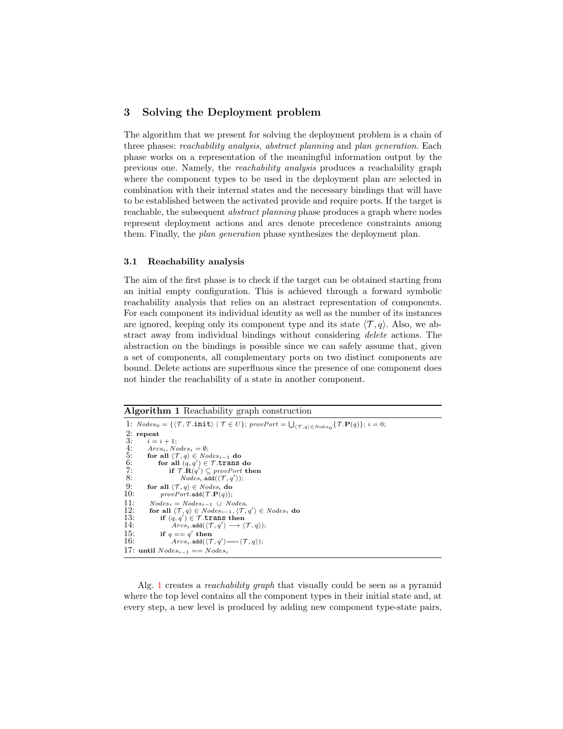## 3 Solving the Deployment problem

The algorithm that we present for solving the deployment problem is a chain of three phases: *reachability analysis*, *abstract planning* and *plan generation*. Each phase works on a representation of the meaningful information output by the previous one. Namely, the *reachability analysis* produces a reachability graph where the component types to be used in the deployment plan are selected in combination with their internal states and the necessary bindings that will have to be established between the activated provide and require ports. If the target is reachable, the subsequent *abstract planning* phase produces a graph where nodes represent deployment actions and arcs denote precedence constraints among them. Finally, the *plan generation* phase synthesizes the deployment plan.

### 3.1 Reachability analysis

The aim of the first phase is to check if the target can be obtained starting from an initial empty configuration. This is achieved through a forward symbolic reachability analysis that relies on an abstract representation of components. For each component its individual identity as well as the number of its instances are ignored, keeping only its component type and its state $\langle \mathcal{T}, q \rangle$. Also, we abstract away from individual bindings without considering *delete* actions. The abstraction on the bindings is possible since we can safely assume that, given a set of components, all complementary ports on two distinct components are bound. Delete actions are superfluous since the presence of one component does not hinder the reachability of a state in another component.

**Algorithm 1** Reachability graph construction

```
1:  Nodes_0 = {⟨T, T.init⟩ | T ∈ U}; provPort = ⋃_{⟨T,q⟩ ∈ Nodes_0} {T.P(q)}; i = 0;
2:  repeat
3:      i = i + 1;
4:      Arcs_i, Nodes_i = ∅;
5:      for all ⟨T, q⟩ ∈ Nodes_{i−1} do
6:          for all (q, q′) ∈ T.trans do
7:              if T.R(q′) ⊆ provPort then
8:                  Nodes_i.add(⟨T, q′⟩);
9:      for all ⟨T, q⟩ ∈ Nodes_i do
10:         provPort.add(T.P(q));
11:     Nodes_i = Nodes_{i−1} ∪ Nodes_i
12:     for all ⟨T, q⟩ ∈ Nodes_{i−1}, ⟨T, q′⟩ ∈ Nodes_i do
13:         if (q, q′) ∈ T.trans then
14:             Arcs_i.add(⟨T, q′⟩ ⟶ ⟨T, q⟩);
15:         if q == q′ then
16:             Arcs_i.add(⟨T, q′⟩ ⋯⋯ ⟨T, q⟩);
17: until Nodes_{i−1} == Nodes_i
```

Alg. 1 creates a *reachability graph* that visually could be seen as a pyramid where the top level contains all the component types in their initial state and, at every step, a new level is produced by adding new component type-state pairs,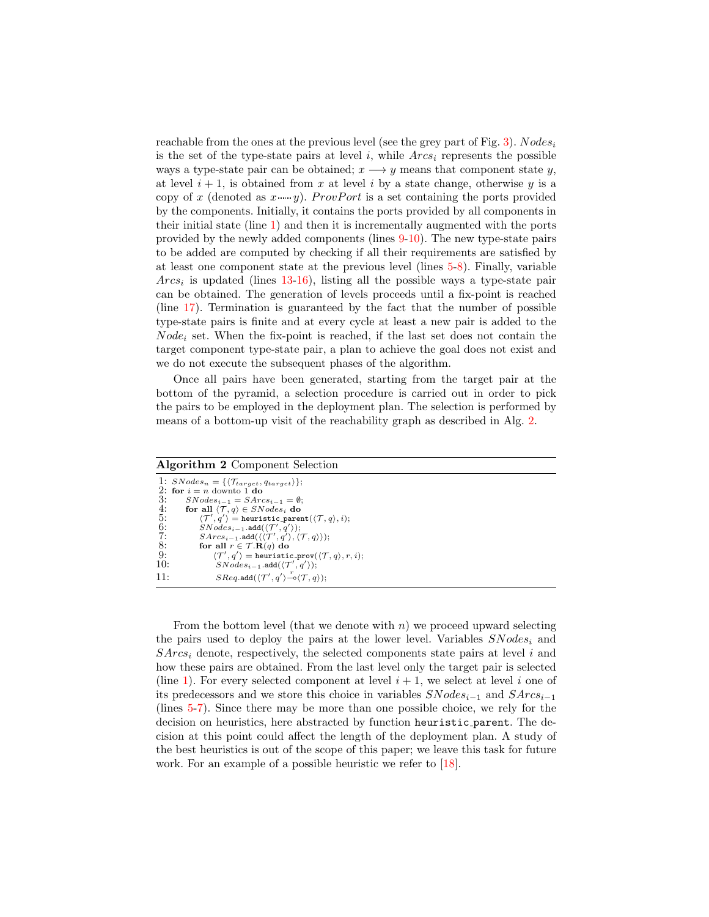reachable from the ones at the previous level (see the grey part of Fig. 3). $Nodes_i$ is the set of the type-state pairs at level $i$, while $Arcs_i$ represents the possible ways a type-state pair can be obtained; $x \longrightarrow y$ means that component state $y$, at level $i+1$, is obtained from $x$ at level $i$ by a state change, otherwise $y$ is a copy of $x$ (denoted as $x \cdots\cdots y$). $ProvPort$ is a set containing the ports provided by the components. Initially, it contains the ports provided by all components in their initial state (line 1) and then it is incrementally augmented with the ports provided by the newly added components (lines 9-10). The new type-state pairs to be added are computed by checking if all their requirements are satisfied by at least one component state at the previous level (lines 5-8). Finally, variable $Arcs_i$ is updated (lines 13-16), listing all the possible ways a type-state pair can be obtained. The generation of levels proceeds until a fix-point is reached (line 17). Termination is guaranteed by the fact that the number of possible type-state pairs is finite and at every cycle at least a new pair is added to the $Node_i$ set. When the fix-point is reached, if the last set does not contain the target component type-state pair, a plan to achieve the goal does not exist and we do not execute the subsequent phases of the algorithm.

Once all pairs have been generated, starting from the target pair at the bottom of the pyramid, a selection procedure is carried out in order to pick the pairs to be employed in the deployment plan. The selection is performed by means of a bottom-up visit of the reachability graph as described in Alg. 2.

**Algorithm 2** Component Selection

```
1: SNodes_n = {⟨T_target, q_target⟩};
2: for i = n downto 1 do
3:     SNodes_{i-1} = SArcs_{i-1} = ∅;
4:     for all ⟨T, q⟩ ∈ SNodes_i do
5:         ⟨T', q'⟩ = heuristic_parent(⟨T, q⟩, i);
6:         SNodes_{i-1}.add(⟨T', q'⟩);
7:         SArcs_{i-1}.add(⟨⟨T', q'⟩, ⟨T, q⟩⟩);
8:         for all r ∈ T.R(q) do
9:             ⟨T', q'⟩ = heuristic_prov(⟨T, q⟩, r, i);
10:            SNodes_{i-1}.add(⟨T', q'⟩);
11:            SReq.add(⟨T', q'⟩ -r-o ⟨T, q⟩);
```

From the bottom level (that we denote with $n$) we proceed upward selecting the pairs used to deploy the pairs at the lower level. Variables $SNodes_i$ and $SArcs_i$ denote, respectively, the selected components state pairs at level $i$ and how these pairs are obtained. From the last level only the target pair is selected (line 1). For every selected component at level $i+1$, we select at level $i$ one of its predecessors and we store this choice in variables $SNodes_{i-1}$ and $SArcs_{i-1}$ (lines 5-7). Since there may be more than one possible choice, we rely for the decision on heuristics, here abstracted by function `heuristic_parent`. The decision at this point could affect the length of the deployment plan. A study of the best heuristics is out of the scope of this paper; we leave this task for future work. For an example of a possible heuristic we refer to [18].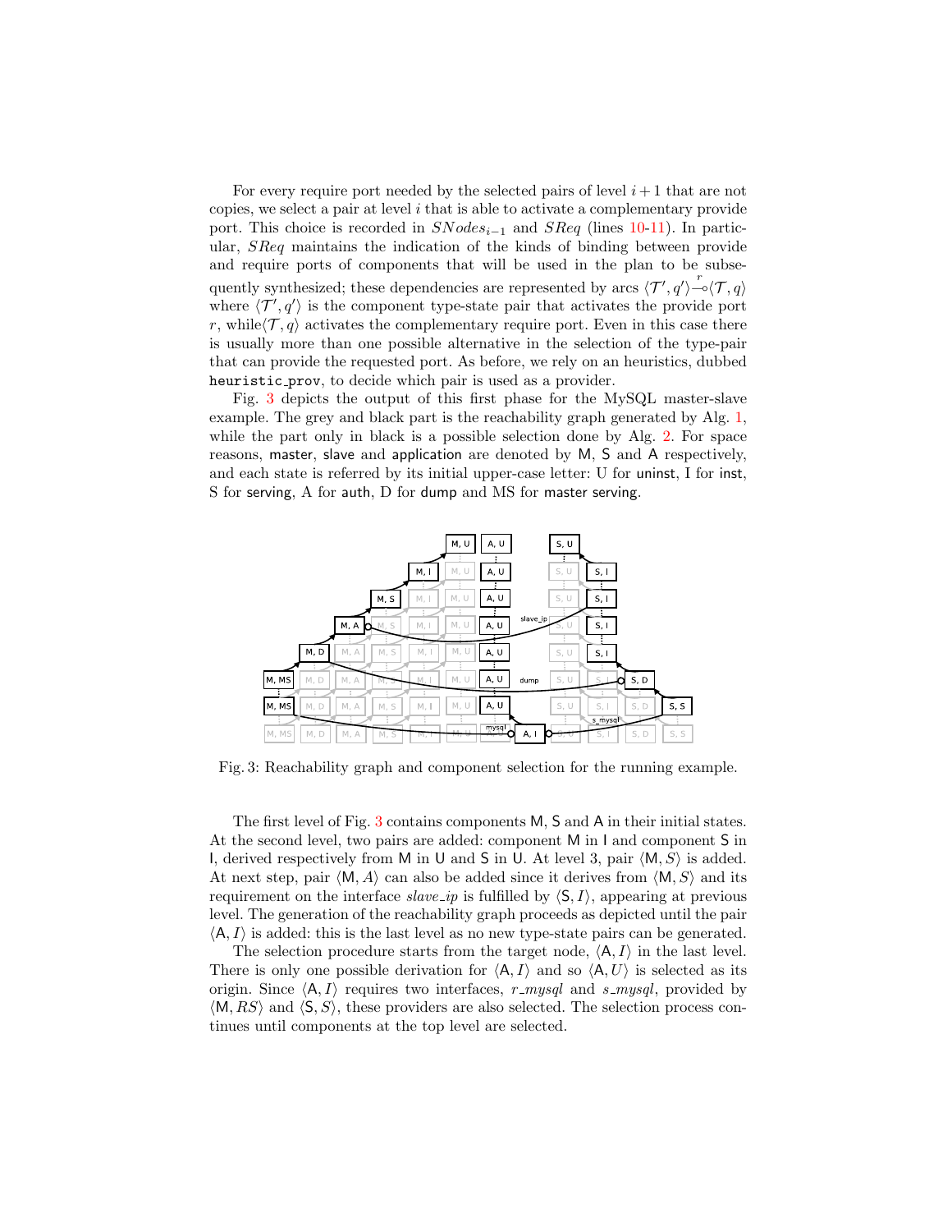For every require port needed by the selected pairs of level $i+1$ that are not copies, we select a pair at level $i$ that is able to activate a complementary provide port. This choice is recorded in $SNodes_{i-1}$ and $SReq$ (lines 10-11). In particular, $SReq$ maintains the indication of the kinds of binding between provide and require ports of components that will be used in the plan to be subsequently synthesized; these dependencies are represented by arcs $\langle \mathcal{T}', q' \rangle \overset{r}{-\!\circ} \langle \mathcal{T}, q \rangle$ where $\langle \mathcal{T}', q' \rangle$ is the component type-state pair that activates the provide port $r$, while $\langle \mathcal{T}, q \rangle$ activates the complementary require port. Even in this case there is usually more than one possible alternative in the selection of the type-pair that can provide the requested port. As before, we rely on an heuristics, dubbed `heuristic_prov`, to decide which pair is used as a provider.

Fig. 3 depicts the output of this first phase for the MySQL master-slave example. The grey and black part is the reachability graph generated by Alg. 1, while the part only in black is a possible selection done by Alg. 2. For space reasons, master, slave and application are denoted by M, S and A respectively, and each state is referred by its initial upper-case letter: U for uninst, I for inst, S for serving, A for auth, D for dump and MS for master serving.

Fig. 3: Reachability graph and component selection for the running example.

The first level of Fig. 3 contains components M, S and A in their initial states. At the second level, two pairs are added: component M in I and component S in I, derived respectively from M in U and S in U. At level 3, pair $\langle \mathsf{M}, S \rangle$ is added. At next step, pair $\langle \mathsf{M}, A \rangle$ can also be added since it derives from $\langle \mathsf{M}, S \rangle$ and its requirement on the interface *slave_ip* is fulfilled by $\langle \mathsf{S}, I \rangle$, appearing at previous level. The generation of the reachability graph proceeds as depicted until the pair $\langle \mathsf{A}, I \rangle$ is added: this is the last level as no new type-state pairs can be generated.

The selection procedure starts from the target node, $\langle \mathsf{A}, I \rangle$ in the last level. There is only one possible derivation for $\langle \mathsf{A}, I \rangle$ and so $\langle \mathsf{A}, U \rangle$ is selected as its origin. Since $\langle \mathsf{A}, I \rangle$ requires two interfaces, *r_mysql* and *s_mysql*, provided by $\langle \mathsf{M}, RS \rangle$ and $\langle \mathsf{S}, S \rangle$, these providers are also selected. The selection process continues until components at the top level are selected.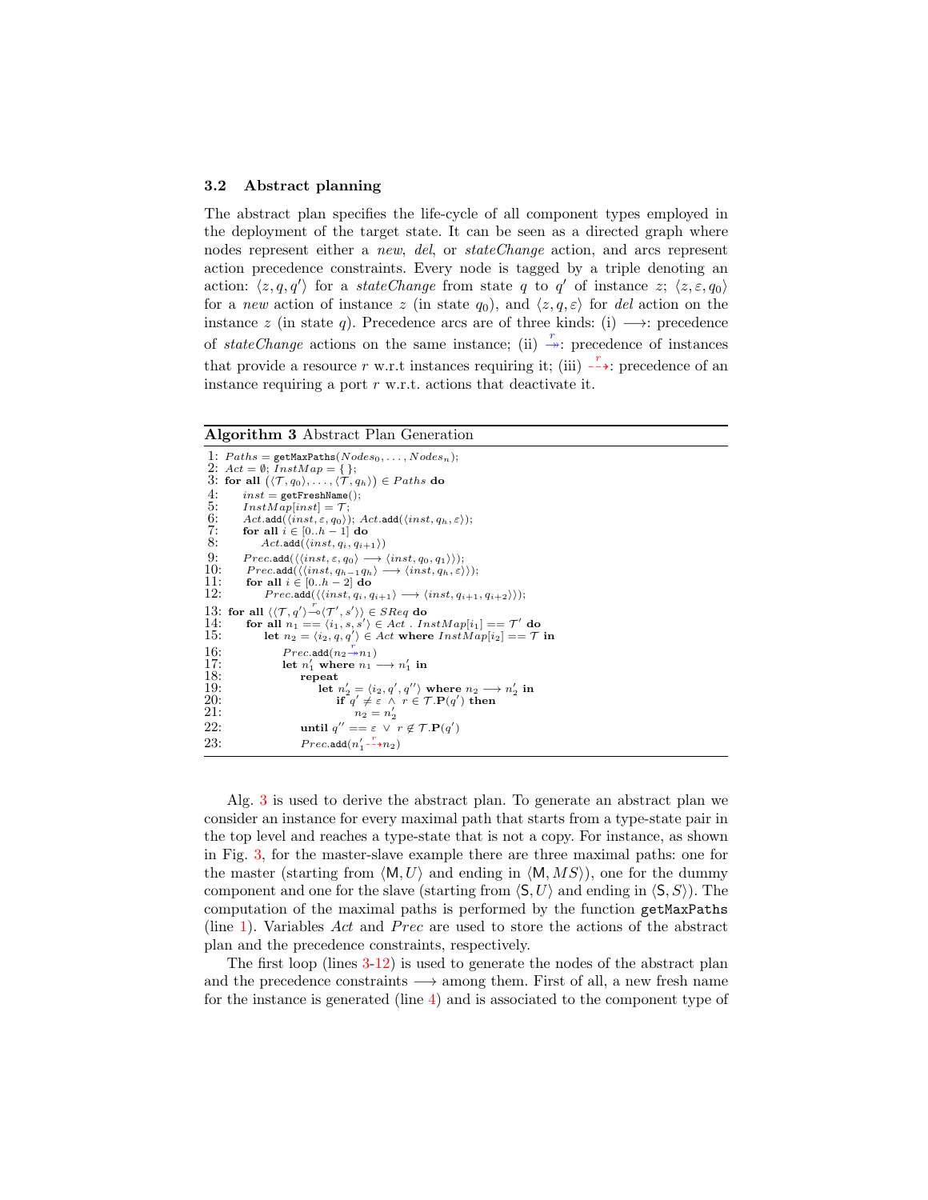### 3.2 Abstract planning

The abstract plan specifies the life-cycle of all component types employed in the deployment of the target state. It can be seen as a directed graph where nodes represent either a *new*, *del*, or *stateChange* action, and arcs represent action precedence constraints. Every node is tagged by a triple denoting an action: $\langle z, q, q' \rangle$ for a *stateChange* from state $q$ to $q'$ of instance $z$; $\langle z, \varepsilon, q_0 \rangle$ for a *new* action of instance $z$ (in state $q_0$), and $\langle z, q, \varepsilon \rangle$ for *del* action on the instance $z$ (in state $q$). Precedence arcs are of three kinds: (i) $\longrightarrow$: precedence of *stateChange* actions on the same instance; (ii) $\xrightarrow{r}\!\!\!\!\rightarrow$: precedence of instances that provide a resource $r$ w.r.t instances requiring it; (iii) $\overset{r}{\dashrightarrow}$: precedence of an instance requiring a port $r$ w.r.t. actions that deactivate it.

**Algorithm 3** Abstract Plan Generation

```
1:  Paths = getMaxPaths(Nodes_0, ..., Nodes_n);
2:  Act = ∅; InstMap = { };
3:  for all (⟨T, q_0⟩, ..., ⟨T, q_h⟩) ∈ Paths do
4:      inst = getFreshName();
5:      InstMap[inst] = T;
6:      Act.add(⟨inst, ε, q_0⟩); Act.add(⟨inst, q_h, ε⟩);
7:      for all i ∈ [0..h − 1] do
8:          Act.add(⟨inst, q_i, q_{i+1}⟩)
9:      Prec.add(⟨⟨inst, ε, q_0⟩ ⟶ ⟨inst, q_0, q_1⟩⟩);
10:     Prec.add(⟨⟨inst, q_{h−1} q_h⟩ ⟶ ⟨inst, q_h, ε⟩⟩);
11:     for all i ∈ [0..h − 2] do
12:         Prec.add(⟨⟨inst, q_i, q_{i+1}⟩ ⟶ ⟨inst, q_{i+1}, q_{i+2}⟩⟩);
13: for all ⟨⟨T, q'⟩ -r-o ⟨T', s'⟩⟩ ∈ SReq do
14:     for all n_1 == ⟨i_1, s, s'⟩ ∈ Act . InstMap[i_1] == T' do
15:         let n_2 = ⟨i_2, q, q'⟩ ∈ Act where InstMap[i_2] == T in
16:             Prec.add(n_2 -r->> n_1)
17:             let n'_1 where n_1 ⟶ n'_1 in
18:                 repeat
19:                     let n'_2 = ⟨i_2, q', q''⟩ where n_2 ⟶ n'_2 in
20:                         if q' ≠ ε ∧ r ∈ T.P(q') then
21:                             n_2 = n'_2
22:                 until q'' == ε ∨ r ∉ T.P(q')
23:                 Prec.add(n'_1 -r-> n_2)
```

Alg. 3 is used to derive the abstract plan. To generate an abstract plan we consider an instance for every maximal path that starts from a type-state pair in the top level and reaches a type-state that is not a copy. For instance, as shown in Fig. 3, for the master-slave example there are three maximal paths: one for the master (starting from $\langle \mathsf{M}, U \rangle$ and ending in $\langle \mathsf{M}, MS \rangle$), one for the dummy component and one for the slave (starting from $\langle \mathsf{S}, U \rangle$ and ending in $\langle \mathsf{S}, S \rangle$). The computation of the maximal paths is performed by the function getMaxPaths (line 1). Variables *Act* and *Prec* are used to store the actions of the abstract plan and the precedence constraints, respectively.

The first loop (lines 3-12) is used to generate the nodes of the abstract plan and the precedence constraints $\longrightarrow$ among them. First of all, a new fresh name for the instance is generated (line 4) and is associated to the component type of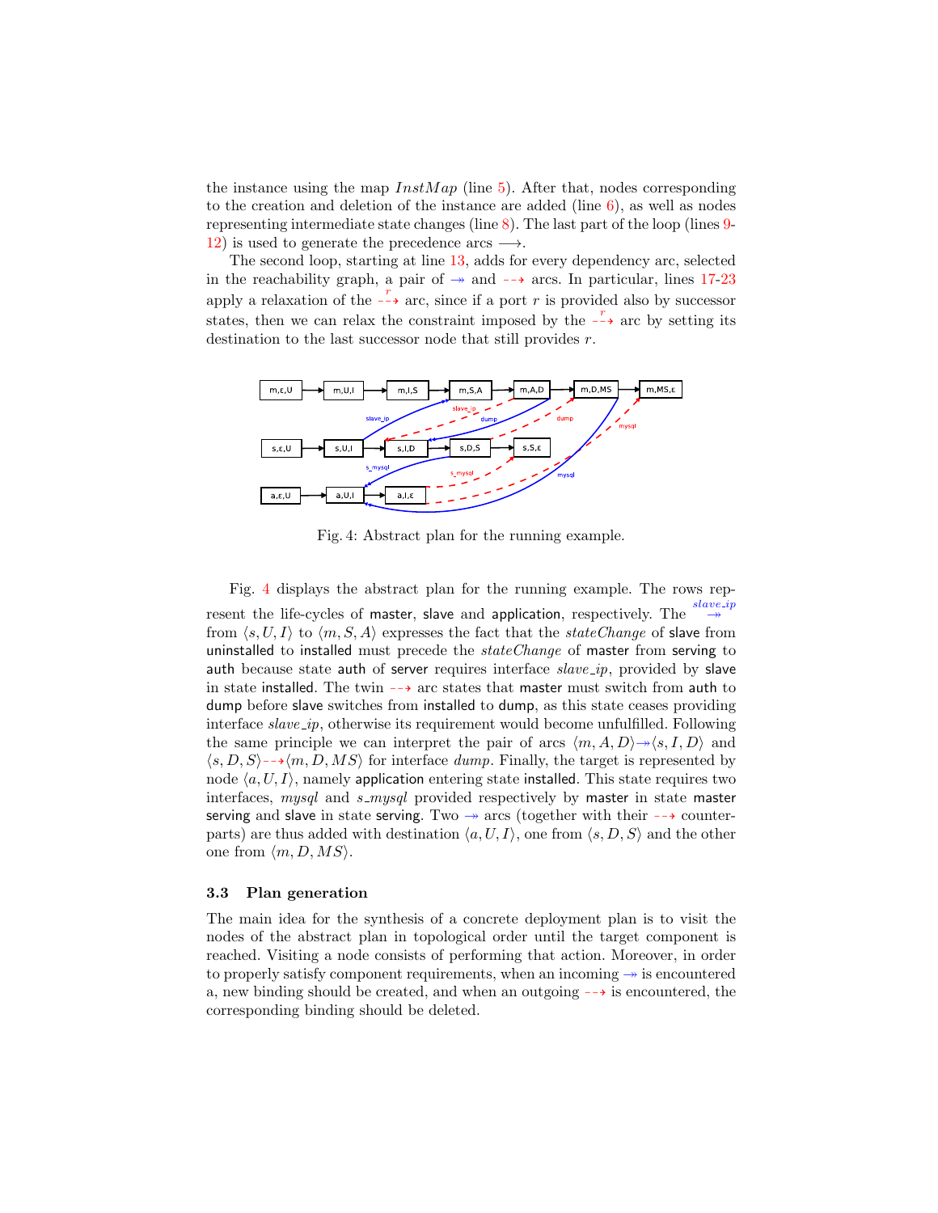the instance using the map $InstMap$ (line 5). After that, nodes corresponding to the creation and deletion of the instance are added (line 6), as well as nodes representing intermediate state changes (line 8). The last part of the loop (lines 9-12) is used to generate the precedence arcs $\longrightarrow$.

The second loop, starting at line 13, adds for every dependency arc, selected in the reachability graph, a pair of $\twoheadrightarrow$ and $\dashrightarrow$ arcs. In particular, lines 17-23 apply a relaxation of the $\overset{r}{\dashrightarrow}$ arc, since if a port $r$ is provided also by successor states, then we can relax the constraint imposed by the $\overset{r}{\dashrightarrow}$ arc by setting its destination to the last successor node that still provides $r$.

Fig. 4: Abstract plan for the running example.

Fig. 4 displays the abstract plan for the running example. The rows represent the life-cycles of master, slave and application, respectively. The $\overset{slave\_ip}{\twoheadrightarrow}$ from $\langle s, U, I\rangle$ to $\langle m, S, A\rangle$ expresses the fact that the $stateChange$ of slave from uninstalled to installed must precede the $stateChange$ of master from serving to auth because state auth of server requires interface $slave\_ip$, provided by slave in state installed. The twin $\dashrightarrow$ arc states that master must switch from auth to dump before slave switches from installed to dump, as this state ceases providing interface $slave\_ip$, otherwise its requirement would become unfulfilled. Following the same principle we can interpret the pair of arcs $\langle m, A, D\rangle \twoheadrightarrow \langle s, I, D\rangle$ and $\langle s, D, S\rangle \dashrightarrow \langle m, D, MS\rangle$ for interface $dump$. Finally, the target is represented by node $\langle a, U, I\rangle$, namely application entering state installed. This state requires two interfaces, $mysql$ and $s\_mysql$ provided respectively by master in state master serving and slave in state serving. Two $\twoheadrightarrow$ arcs (together with their $\dashrightarrow$ counterparts) are thus added with destination $\langle a, U, I\rangle$, one from $\langle s, D, S\rangle$ and the other one from $\langle m, D, MS\rangle$.

### 3.3 Plan generation

The main idea for the synthesis of a concrete deployment plan is to visit the nodes of the abstract plan in topological order until the target component is reached. Visiting a node consists of performing that action. Moreover, in order to properly satisfy component requirements, when an incoming $\twoheadrightarrow$ is encountered a, new binding should be created, and when an outgoing $\dashrightarrow$ is encountered, the corresponding binding should be deleted.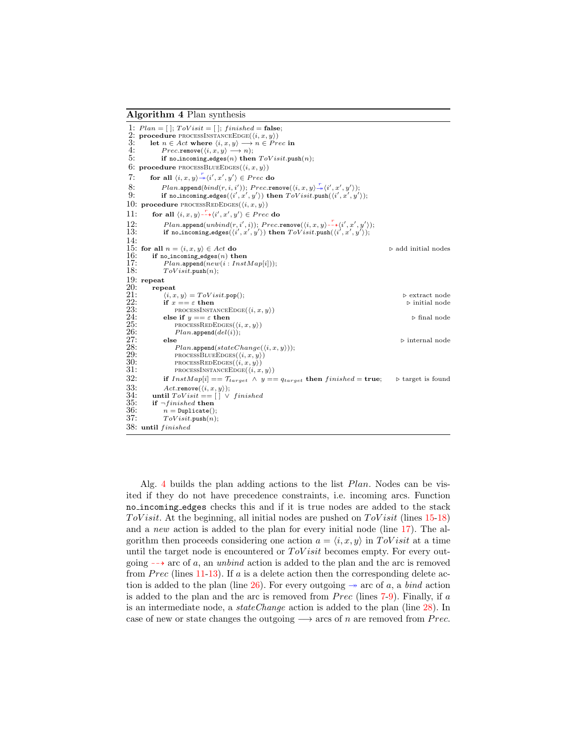**Algorithm 4** Plan synthesis

```
1:  Plan = [ ]; ToVisit = [ ]; finished = false;
2:  procedure processInstanceEdge(⟨i, x, y⟩)
3:      let n ∈ Act where ⟨i, x, y⟩ ⟶ n ∈ Prec in
4:          Prec.remove(⟨i, x, y⟩ ⟶ n);
5:          if no_incoming_edges(n) then ToVisit.push(n);
6:  procedure processBlueEdges(⟨i, x, y⟩)
7:      for all ⟨i, x, y⟩ -r->> ⟨i′, x′, y′⟩ ∈ Prec do
8:          Plan.append(bind(r, i, i′)); Prec.remove(⟨i, x, y⟩ -r->> ⟨i′, x′, y′⟩);
9:          if no_incoming_edges(⟨i′, x′, y′⟩) then ToVisit.push(⟨i′, x′, y′⟩);
10: procedure processRedEdges(⟨i, x, y⟩)
11:     for all ⟨i, x, y⟩ --r--> ⟨i′, x′, y′⟩ ∈ Prec do
12:         Plan.append(unbind(r, i′, i)); Prec.remove(⟨i, x, y⟩ --r--> ⟨i′, x′, y′⟩);
13:         if no_incoming_edges(⟨i′, x′, y′⟩) then ToVisit.push(⟨i′, x′, y′⟩);
14:
15: for all n = ⟨i, x, y⟩ ∈ Act do                                  ▷ add initial nodes
16:     if no_incoming_edges(n) then
17:         Plan.append(new(i : InstMap[i]));
18:         ToVisit.push(n);
19: repeat
20:     repeat
21:         ⟨i, x, y⟩ = ToVisit.pop();                                ▷ extract node
22:         if x == ε then                                            ▷ initial node
23:             processInstanceEdge(⟨i, x, y⟩)
24:         else if y == ε then                                       ▷ final node
25:             processRedEdges(⟨i, x, y⟩)
26:             Plan.append(del(i));
27:         else                                                      ▷ internal node
28:             Plan.append(stateChange(⟨i, x, y⟩));
29:             processBlueEdges(⟨i, x, y⟩)
30:             processRedEdges(⟨i, x, y⟩)
31:             processInstanceEdge(⟨i, x, y⟩)
32:         if InstMap[i] == T_target ∧ y == q_target then finished = true;   ▷ target is found
33:         Act.remove(⟨i, x, y⟩);
34:     until ToVisit == [ ] ∨ finished
35:     if ¬finished then
36:         n = Duplicate();
37:         ToVisit.push(n);
38: until finished
```

Alg. 4 builds the plan adding actions to the list *Plan*. Nodes can be visited if they do not have precedence constraints, i.e. incoming arcs. Function no_incoming_edges checks this and if it is true nodes are added to the stack *ToVisit*. At the beginning, all initial nodes are pushed on *ToVisit* (lines 15-18) and a *new* action is added to the plan for every initial node (line 17). The algorithm then proceeds considering one action $a = \langle i, x, y\rangle$ in *ToVisit* at a time until the target node is encountered or *ToVisit* becomes empty. For every outgoing $\dashrightarrow$ arc of $a$, an *unbind* action is added to the plan and the arc is removed from *Prec* (lines 11-13). If $a$ is a delete action then the corresponding delete action is added to the plan (line 26). For every outgoing $\twoheadrightarrow$ arc of $a$, a *bind* action is added to the plan and the arc is removed from *Prec* (lines 7-9). Finally, if $a$ is an intermediate node, a *stateChange* action is added to the plan (line 28). In case of new or state changes the outgoing $\longrightarrow$ arcs of $n$ are removed from *Prec*.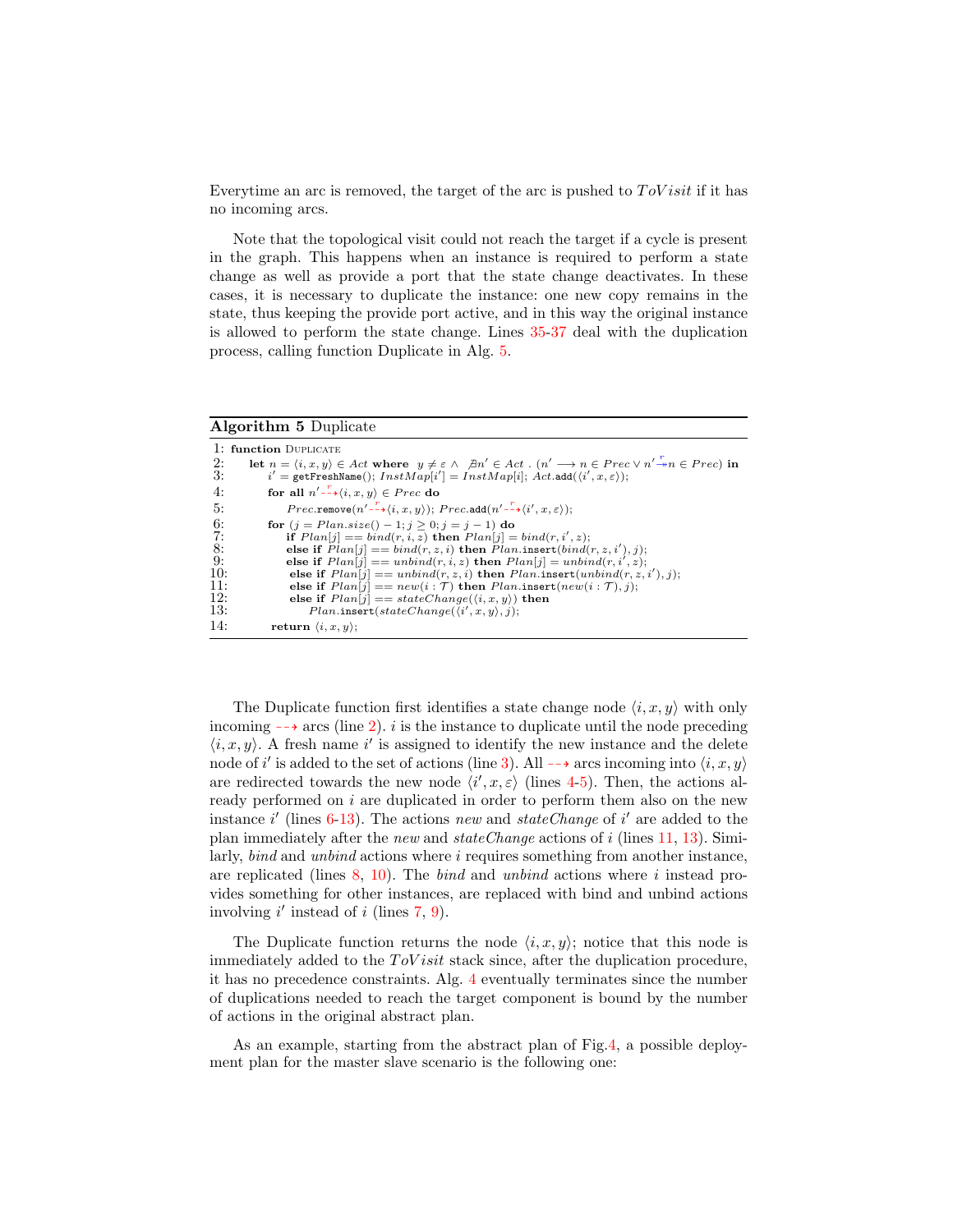Everytime an arc is removed, the target of the arc is pushed to $ToVisit$ if it has no incoming arcs.

Note that the topological visit could not reach the target if a cycle is present in the graph. This happens when an instance is required to perform a state change as well as provide a port that the state change deactivates. In these cases, it is necessary to duplicate the instance: one new copy remains in the state, thus keeping the provide port active, and in this way the original instance is allowed to perform the state change. Lines 35-37 deal with the duplication process, calling function Duplicate in Alg. 5.

**Algorithm 5** Duplicate

```
1:  function DUPLICATE
2:      let n = ⟨i, x, y⟩ ∈ Act where  y ≠ ε ∧ ∄n' ∈ Act . (n' ⟶ n ∈ Prec ∨ n' -r-> n ∈ Prec) in
3:          i' = getFreshName(); InstMap[i'] = InstMap[i]; Act.add(⟨i', x, ε⟩);
4:          for all n' -r-> ⟨i, x, y⟩ ∈ Prec do
5:              Prec.remove(n' -r-> ⟨i, x, y⟩); Prec.add(n' -r-> ⟨i', x, ε⟩);
6:          for (j = Plan.size() − 1; j ≥ 0; j = j − 1) do
7:              if Plan[j] == bind(r, i, z) then Plan[j] = bind(r, i', z);
8:              else if Plan[j] == bind(r, z, i) then Plan.insert(bind(r, z, i'), j);
9:              else if Plan[j] == unbind(r, i, z) then Plan[j] = unbind(r, i', z);
10:             else if Plan[j] == unbind(r, z, i) then Plan.insert(unbind(r, z, i'), j);
11:             else if Plan[j] == new(i : T) then Plan.insert(new(i : T), j);
12:             else if Plan[j] == stateChange(⟨i, x, y⟩) then
13:                 Plan.insert(stateChange(⟨i', x, y⟩, j);
14:         return ⟨i, x, y⟩;
```

The Duplicate function first identifies a state change node $\langle i, x, y\rangle$ with only incoming $\dashrightarrow$ arcs (line 2). $i$ is the instance to duplicate until the node preceding $\langle i, x, y\rangle$. A fresh name $i'$ is assigned to identify the new instance and the delete node of $i'$ is added to the set of actions (line 3). All $\dashrightarrow$ arcs incoming into $\langle i, x, y\rangle$ are redirected towards the new node $\langle i', x, \varepsilon\rangle$ (lines 4-5). Then, the actions already performed on $i$ are duplicated in order to perform them also on the new instance $i'$ (lines 6-13). The actions *new* and *stateChange* of $i'$ are added to the plan immediately after the *new* and *stateChange* actions of $i$ (lines 11, 13). Similarly, *bind* and *unbind* actions where $i$ requires something from another instance, are replicated (lines 8, 10). The *bind* and *unbind* actions where $i$ instead provides something for other instances, are replaced with bind and unbind actions involving $i'$ instead of $i$ (lines 7, 9).

The Duplicate function returns the node $\langle i, x, y\rangle$; notice that this node is immediately added to the $ToVisit$ stack since, after the duplication procedure, it has no precedence constraints. Alg. 4 eventually terminates since the number of duplications needed to reach the target component is bound by the number of actions in the original abstract plan.

As an example, starting from the abstract plan of Fig.4, a possible deployment plan for the master slave scenario is the following one: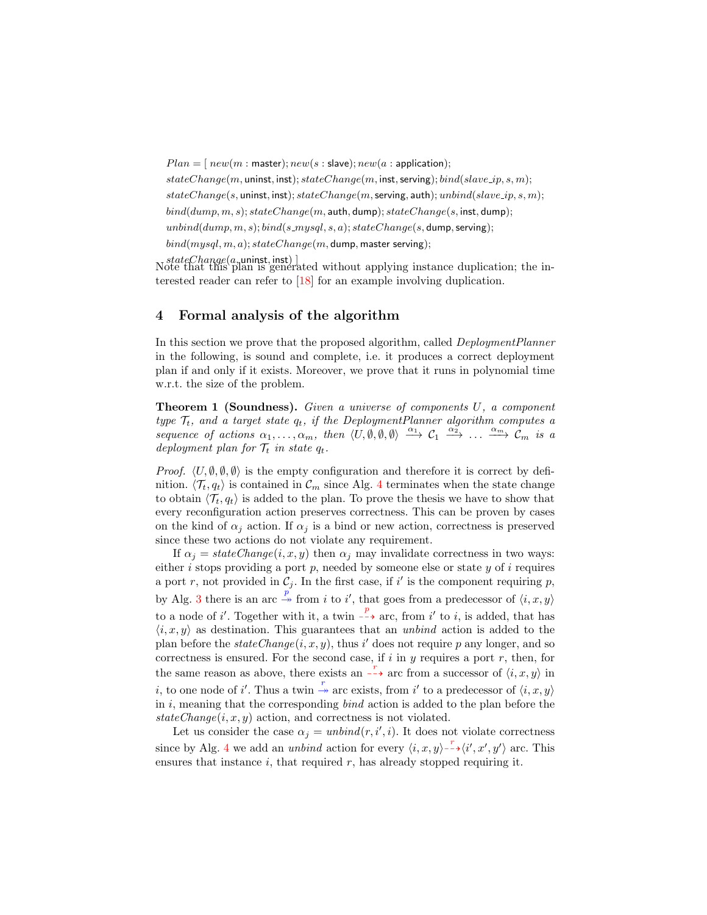$Plan = [\ new(m : \mathsf{master}); new(s : \mathsf{slave}); new(a : \mathsf{application});$
$stateChange(m, \mathsf{uninst}, \mathsf{inst}); stateChange(m, \mathsf{inst}, \mathsf{serving}); bind(slave\_ip, s, m);$
$stateChange(s, \mathsf{uninst}, \mathsf{inst}); stateChange(m, \mathsf{serving}, \mathsf{auth}); unbind(slave\_ip, s, m);$
$bind(dump, m, s); stateChange(m, \mathsf{auth}, \mathsf{dump}); stateChange(s, \mathsf{inst}, \mathsf{dump});$
$unbind(dump, m, s); bind(s\_mysql, s, a); stateChange(s, \mathsf{dump}, \mathsf{serving});$
$bind(mysql, m, a); stateChange(m, \mathsf{dump}, \mathsf{master\ serving});$
$stateChange(a, \mathsf{uninst}, \mathsf{inst})\ ]$

Note that this plan is generated without applying instance duplication; the interested reader can refer to [18] for an example involving duplication.

## 4 Formal analysis of the algorithm

In this section we prove that the proposed algorithm, called *DeploymentPlanner* in the following, is sound and complete, i.e. it produces a correct deployment plan if and only if it exists. Moreover, we prove that it runs in polynomial time w.r.t. the size of the problem.

**Theorem 1 (Soundness).** *Given a universe of components $U$, a component type $\mathcal{T}_t$, and a target state $q_t$, if the DeploymentPlanner algorithm computes a sequence of actions $\alpha_1, \dots, \alpha_m$, then $\langle U, \emptyset, \emptyset, \emptyset \rangle \xrightarrow{\alpha_1} \mathcal{C}_1 \xrightarrow{\alpha_2} \dots \xrightarrow{\alpha_m} \mathcal{C}_m$ is a deployment plan for $\mathcal{T}_t$ in state $q_t$.*

*Proof.* $\langle U, \emptyset, \emptyset, \emptyset \rangle$ is the empty configuration and therefore it is correct by definition. $\langle \mathcal{T}_t, q_t \rangle$ is contained in $\mathcal{C}_m$ since Alg. 4 terminates when the state change to obtain $\langle \mathcal{T}_t, q_t \rangle$ is added to the plan. To prove the thesis we have to show that every reconfiguration action preserves correctness. This can be proven by cases on the kind of $\alpha_j$ action. If $\alpha_j$ is a bind or new action, correctness is preserved since these two actions do not violate any requirement.

If $\alpha_j = stateChange(i, x, y)$ then $\alpha_j$ may invalidate correctness in two ways: either $i$ stops providing a port $p$, needed by someone else or state $y$ of $i$ requires a port $r$, not provided in $\mathcal{C}_j$. In the first case, if $i'$ is the component requiring $p$, by Alg. 3 there is an arc $\xrightarrow{p}$ from $i$ to $i'$, that goes from a predecessor of $\langle i, x, y \rangle$ to a node of $i'$. Together with it, a twin $\dashrightarrow^{p}$ arc, from $i'$ to $i$, is added, that has $\langle i, x, y \rangle$ as destination. This guarantees that an *unbind* action is added to the plan before the $stateChange(i, x, y)$, thus $i'$ does not require $p$ any longer, and so correctness is ensured. For the second case, if $i$ in $y$ requires a port $r$, then, for the same reason as above, there exists an $\dashrightarrow^{r}$ arc from a successor of $\langle i, x, y \rangle$ in $i$, to one node of $i'$. Thus a twin $\xrightarrow{r}$ arc exists, from $i'$ to a predecessor of $\langle i, x, y \rangle$ in $i$, meaning that the corresponding *bind* action is added to the plan before the $stateChange(i, x, y)$ action, and correctness is not violated.

Let us consider the case $\alpha_j = unbind(r, i', i)$. It does not violate correctness since by Alg. 4 we add an *unbind* action for every $\langle i, x, y \rangle \dashrightarrow^{r} \langle i', x', y' \rangle$ arc. This ensures that instance $i$, that required $r$, has already stopped requiring it.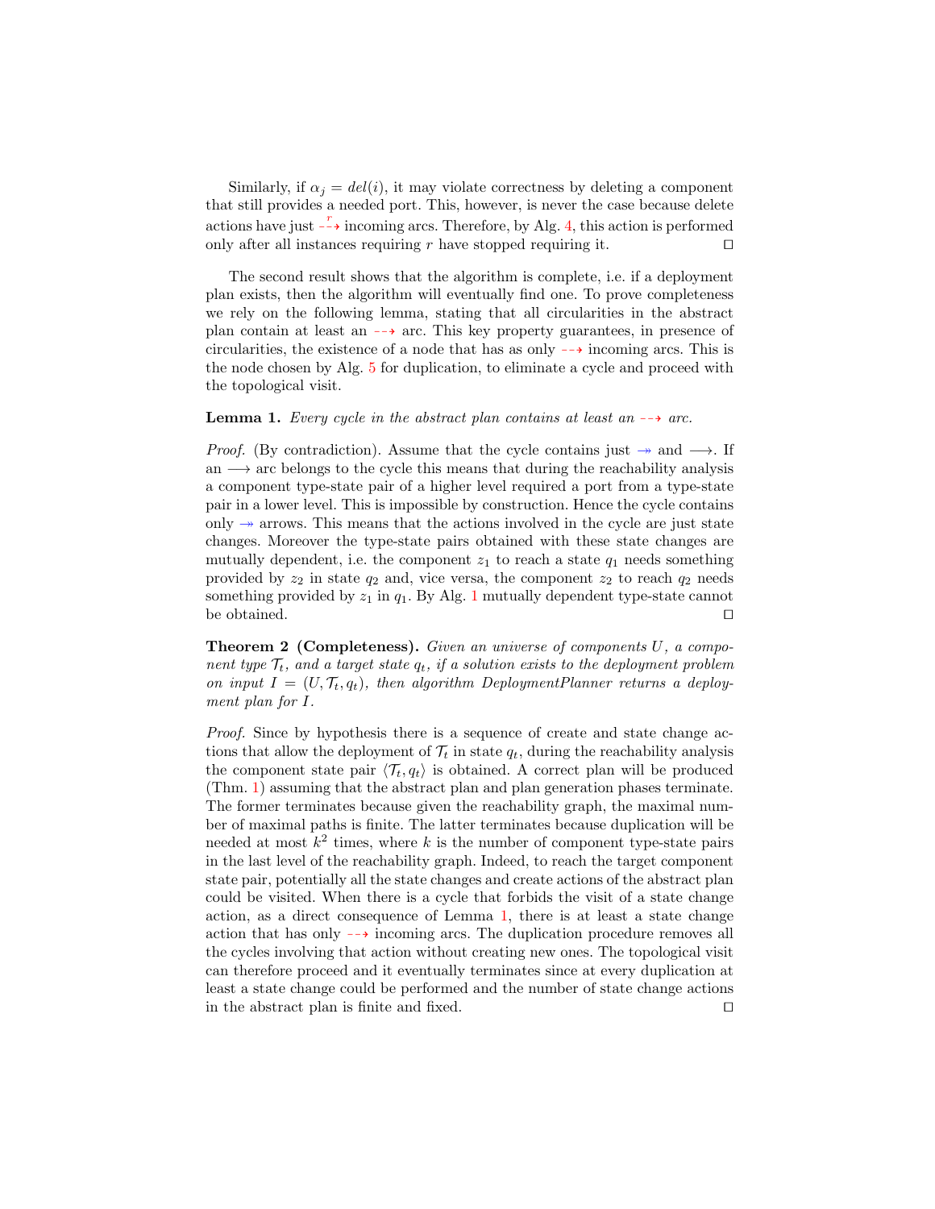Similarly, if $\alpha_j = del(i)$, it may violate correctness by deleting a component that still provides a needed port. This, however, is never the case because delete actions have just $\overset{r}{\dashrightarrow}$ incoming arcs. Therefore, by Alg. 4, this action is performed only after all instances requiring $r$ have stopped requiring it. ◻

The second result shows that the algorithm is complete, i.e. if a deployment plan exists, then the algorithm will eventually find one. To prove completeness we rely on the following lemma, stating that all circularities in the abstract plan contain at least an $\dashrightarrow$ arc. This key property guarantees, in presence of circularities, the existence of a node that has as only $\dashrightarrow$ incoming arcs. This is the node chosen by Alg. 5 for duplication, to eliminate a cycle and proceed with the topological visit.

**Lemma 1.** *Every cycle in the abstract plan contains at least an* $\dashrightarrow$ *arc.*

*Proof.* (By contradiction). Assume that the cycle contains just $\twoheadrightarrow$ and $\longrightarrow$. If an $\longrightarrow$ arc belongs to the cycle this means that during the reachability analysis a component type-state pair of a higher level required a port from a type-state pair in a lower level. This is impossible by construction. Hence the cycle contains only $\twoheadrightarrow$ arrows. This means that the actions involved in the cycle are just state changes. Moreover the type-state pairs obtained with these state changes are mutually dependent, i.e. the component $z_1$ to reach a state $q_1$ needs something provided by $z_2$ in state $q_2$ and, vice versa, the component $z_2$ to reach $q_2$ needs something provided by $z_1$ in $q_1$. By Alg. 1 mutually dependent type-state cannot be obtained. ◻

**Theorem 2 (Completeness).** *Given an universe of components $U$, a component type $\mathcal{T}_t$, and a target state $q_t$, if a solution exists to the deployment problem on input $I = (U, \mathcal{T}_t, q_t)$, then algorithm DeploymentPlanner returns a deployment plan for $I$.*

*Proof.* Since by hypothesis there is a sequence of create and state change actions that allow the deployment of $\mathcal{T}_t$ in state $q_t$, during the reachability analysis the component state pair $\langle \mathcal{T}_t, q_t \rangle$ is obtained. A correct plan will be produced (Thm. 1) assuming that the abstract plan and plan generation phases terminate. The former terminates because given the reachability graph, the maximal number of maximal paths is finite. The latter terminates because duplication will be needed at most $k^2$ times, where $k$ is the number of component type-state pairs in the last level of the reachability graph. Indeed, to reach the target component state pair, potentially all the state changes and create actions of the abstract plan could be visited. When there is a cycle that forbids the visit of a state change action, as a direct consequence of Lemma 1, there is at least a state change action that has only $\dashrightarrow$ incoming arcs. The duplication procedure removes all the cycles involving that action without creating new ones. The topological visit can therefore proceed and it eventually terminates since at every duplication at least a state change could be performed and the number of state change actions in the abstract plan is finite and fixed. ◻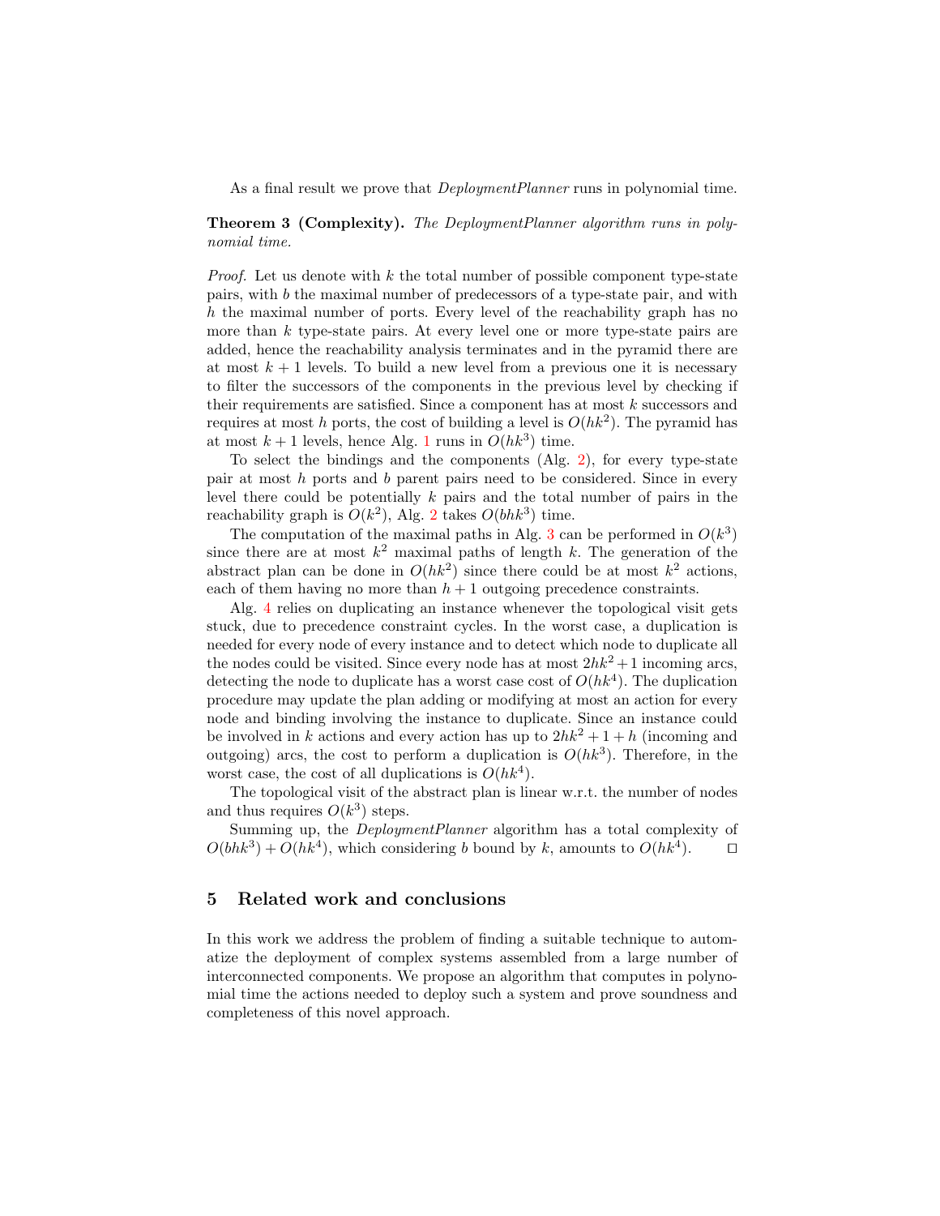As a final result we prove that *DeploymentPlanner* runs in polynomial time.

**Theorem 3 (Complexity).** *The DeploymentPlanner algorithm runs in polynomial time.*

*Proof.* Let us denote with $k$ the total number of possible component type-state pairs, with $b$ the maximal number of predecessors of a type-state pair, and with $h$ the maximal number of ports. Every level of the reachability graph has no more than $k$ type-state pairs. At every level one or more type-state pairs are added, hence the reachability analysis terminates and in the pyramid there are at most $k+1$ levels. To build a new level from a previous one it is necessary to filter the successors of the components in the previous level by checking if their requirements are satisfied. Since a component has at most $k$ successors and requires at most $h$ ports, the cost of building a level is $O(hk^2)$. The pyramid has at most $k+1$ levels, hence Alg. 1 runs in $O(hk^3)$ time.

To select the bindings and the components (Alg. 2), for every type-state pair at most $h$ ports and $b$ parent pairs need to be considered. Since in every level there could be potentially $k$ pairs and the total number of pairs in the reachability graph is $O(k^2)$, Alg. 2 takes $O(bhk^3)$ time.

The computation of the maximal paths in Alg. 3 can be performed in $O(k^3)$ since there are at most $k^2$ maximal paths of length $k$. The generation of the abstract plan can be done in $O(hk^2)$ since there could be at most $k^2$ actions, each of them having no more than $h+1$ outgoing precedence constraints.

Alg. 4 relies on duplicating an instance whenever the topological visit gets stuck, due to precedence constraint cycles. In the worst case, a duplication is needed for every node of every instance and to detect which node to duplicate all the nodes could be visited. Since every node has at most $2hk^2+1$ incoming arcs, detecting the node to duplicate has a worst case cost of $O(hk^4)$. The duplication procedure may update the plan adding or modifying at most an action for every node and binding involving the instance to duplicate. Since an instance could be involved in $k$ actions and every action has up to $2hk^2+1+h$ (incoming and outgoing) arcs, the cost to perform a duplication is $O(hk^3)$. Therefore, in the worst case, the cost of all duplications is $O(hk^4)$.

The topological visit of the abstract plan is linear w.r.t. the number of nodes and thus requires $O(k^3)$ steps.

Summing up, the *DeploymentPlanner* algorithm has a total complexity of $O(bhk^3) + O(hk^4)$, which considering $b$ bound by $k$, amounts to $O(hk^4)$. ◻

## 5 Related work and conclusions

In this work we address the problem of finding a suitable technique to automatize the deployment of complex systems assembled from a large number of interconnected components. We propose an algorithm that computes in polynomial time the actions needed to deploy such a system and prove soundness and completeness of this novel approach.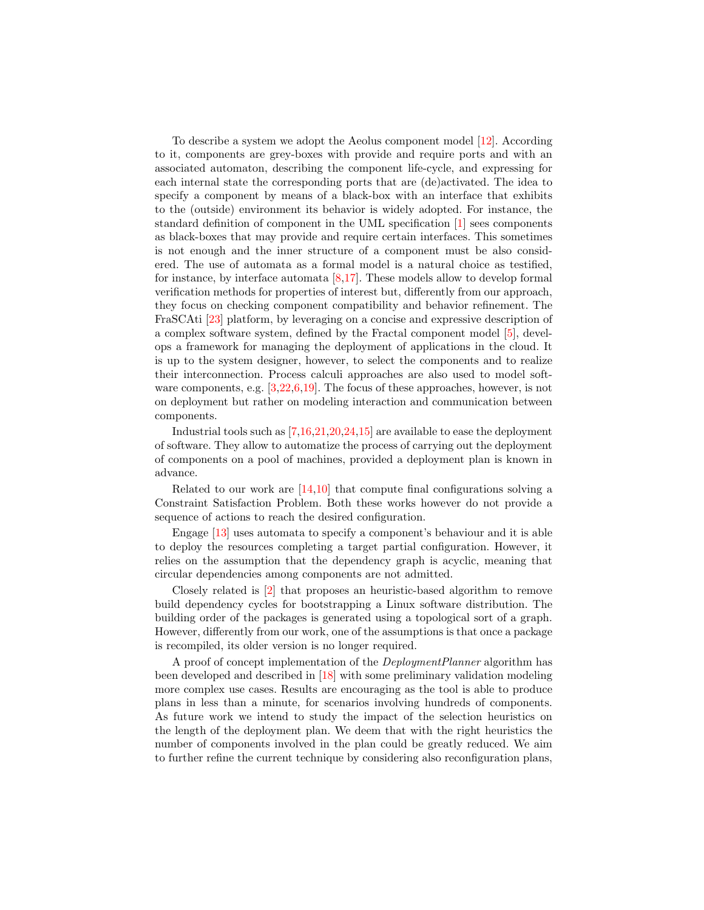To describe a system we adopt the Aeolus component model [12]. According to it, components are grey-boxes with provide and require ports and with an associated automaton, describing the component life-cycle, and expressing for each internal state the corresponding ports that are (de)activated. The idea to specify a component by means of a black-box with an interface that exhibits to the (outside) environment its behavior is widely adopted. For instance, the standard definition of component in the UML specification [1] sees components as black-boxes that may provide and require certain interfaces. This sometimes is not enough and the inner structure of a component must be also considered. The use of automata as a formal model is a natural choice as testified, for instance, by interface automata [8,17]. These models allow to develop formal verification methods for properties of interest but, differently from our approach, they focus on checking component compatibility and behavior refinement. The FraSCAti [23] platform, by leveraging on a concise and expressive description of a complex software system, defined by the Fractal component model [5], develops a framework for managing the deployment of applications in the cloud. It is up to the system designer, however, to select the components and to realize their interconnection. Process calculi approaches are also used to model software components, e.g. [3,22,6,19]. The focus of these approaches, however, is not on deployment but rather on modeling interaction and communication between components.

Industrial tools such as [7,16,21,20,24,15] are available to ease the deployment of software. They allow to automatize the process of carrying out the deployment of components on a pool of machines, provided a deployment plan is known in advance.

Related to our work are [14,10] that compute final configurations solving a Constraint Satisfaction Problem. Both these works however do not provide a sequence of actions to reach the desired configuration.

Engage [13] uses automata to specify a component's behaviour and it is able to deploy the resources completing a target partial configuration. However, it relies on the assumption that the dependency graph is acyclic, meaning that circular dependencies among components are not admitted.

Closely related is [2] that proposes an heuristic-based algorithm to remove build dependency cycles for bootstrapping a Linux software distribution. The building order of the packages is generated using a topological sort of a graph. However, differently from our work, one of the assumptions is that once a package is recompiled, its older version is no longer required.

A proof of concept implementation of the *DeploymentPlanner* algorithm has been developed and described in [18] with some preliminary validation modeling more complex use cases. Results are encouraging as the tool is able to produce plans in less than a minute, for scenarios involving hundreds of components. As future work we intend to study the impact of the selection heuristics on the length of the deployment plan. We deem that with the right heuristics the number of components involved in the plan could be greatly reduced. We aim to further refine the current technique by considering also reconfiguration plans,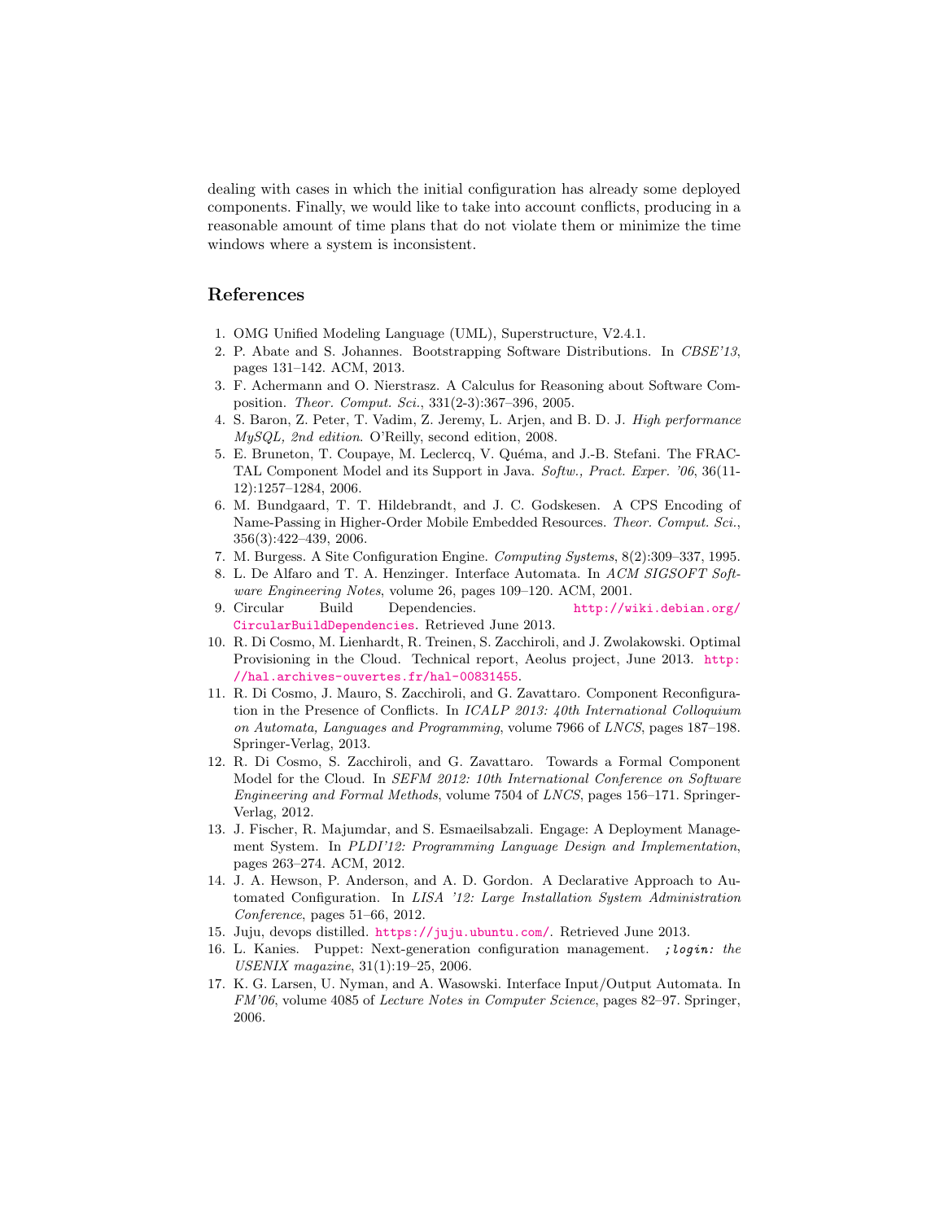dealing with cases in which the initial configuration has already some deployed components. Finally, we would like to take into account conflicts, producing in a reasonable amount of time plans that do not violate them or minimize the time windows where a system is inconsistent.

## References

1. OMG Unified Modeling Language (UML), Superstructure, V2.4.1.
2. P. Abate and S. Johannes. Bootstrapping Software Distributions. In *CBSE'13*, pages 131–142. ACM, 2013.
3. F. Achermann and O. Nierstrasz. A Calculus for Reasoning about Software Composition. *Theor. Comput. Sci.*, 331(2-3):367–396, 2005.
4. S. Baron, Z. Peter, T. Vadim, Z. Jeremy, L. Arjen, and B. D. J. *High performance MySQL, 2nd edition*. O'Reilly, second edition, 2008.
5. E. Bruneton, T. Coupaye, M. Leclercq, V. Quéma, and J.-B. Stefani. The FRACTAL Component Model and its Support in Java. *Softw., Pract. Exper. '06*, 36(11-12):1257–1284, 2006.
6. M. Bundgaard, T. T. Hildebrandt, and J. C. Godskesen. A CPS Encoding of Name-Passing in Higher-Order Mobile Embedded Resources. *Theor. Comput. Sci.*, 356(3):422–439, 2006.
7. M. Burgess. A Site Configuration Engine. *Computing Systems*, 8(2):309–337, 1995.
8. L. De Alfaro and T. A. Henzinger. Interface Automata. In *ACM SIGSOFT Software Engineering Notes*, volume 26, pages 109–120. ACM, 2001.
9. Circular Build Dependencies. http://wiki.debian.org/CircularBuildDependencies. Retrieved June 2013.
10. R. Di Cosmo, M. Lienhardt, R. Treinen, S. Zacchiroli, and J. Zwolakowski. Optimal Provisioning in the Cloud. Technical report, Aeolus project, June 2013. http://hal.archives-ouvertes.fr/hal-00831455.
11. R. Di Cosmo, J. Mauro, S. Zacchiroli, and G. Zavattaro. Component Reconfiguration in the Presence of Conflicts. In *ICALP 2013: 40th International Colloquium on Automata, Languages and Programming*, volume 7966 of *LNCS*, pages 187–198. Springer-Verlag, 2013.
12. R. Di Cosmo, S. Zacchiroli, and G. Zavattaro. Towards a Formal Component Model for the Cloud. In *SEFM 2012: 10th International Conference on Software Engineering and Formal Methods*, volume 7504 of *LNCS*, pages 156–171. Springer-Verlag, 2012.
13. J. Fischer, R. Majumdar, and S. Esmaeilsabzali. Engage: A Deployment Management System. In *PLDI'12: Programming Language Design and Implementation*, pages 263–274. ACM, 2012.
14. J. A. Hewson, P. Anderson, and A. D. Gordon. A Declarative Approach to Automated Configuration. In *LISA '12: Large Installation System Administration Conference*, pages 51–66, 2012.
15. Juju, devops distilled. https://juju.ubuntu.com/. Retrieved June 2013.
16. L. Kanies. Puppet: Next-generation configuration management. *;login: the USENIX magazine*, 31(1):19–25, 2006.
17. K. G. Larsen, U. Nyman, and A. Wasowski. Interface Input/Output Automata. In *FM'06*, volume 4085 of *Lecture Notes in Computer Science*, pages 82–97. Springer, 2006.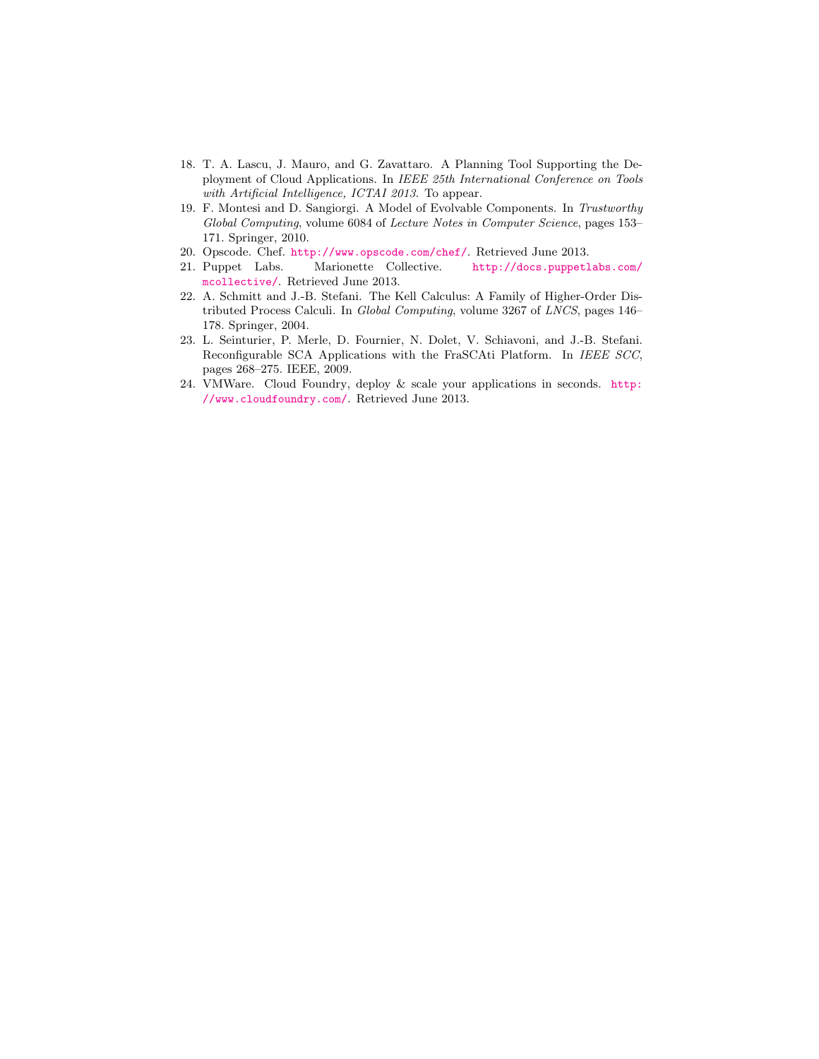18. T. A. Lascu, J. Mauro, and G. Zavattaro. A Planning Tool Supporting the Deployment of Cloud Applications. In *IEEE 25th International Conference on Tools with Artificial Intelligence, ICTAI 2013*. To appear.
19. F. Montesi and D. Sangiorgi. A Model of Evolvable Components. In *Trustworthy Global Computing*, volume 6084 of *Lecture Notes in Computer Science*, pages 153–171. Springer, 2010.
20. Opscode. Chef. http://www.opscode.com/chef/. Retrieved June 2013.
21. Puppet Labs. Marionette Collective. http://docs.puppetlabs.com/mcollective/. Retrieved June 2013.
22. A. Schmitt and J.-B. Stefani. The Kell Calculus: A Family of Higher-Order Distributed Process Calculi. In *Global Computing*, volume 3267 of *LNCS*, pages 146–178. Springer, 2004.
23. L. Seinturier, P. Merle, D. Fournier, N. Dolet, V. Schiavoni, and J.-B. Stefani. Reconfigurable SCA Applications with the FraSCAti Platform. In *IEEE SCC*, pages 268–275. IEEE, 2009.
24. VMWare. Cloud Foundry, deploy & scale your applications in seconds. http://www.cloudfoundry.com/. Retrieved June 2013.